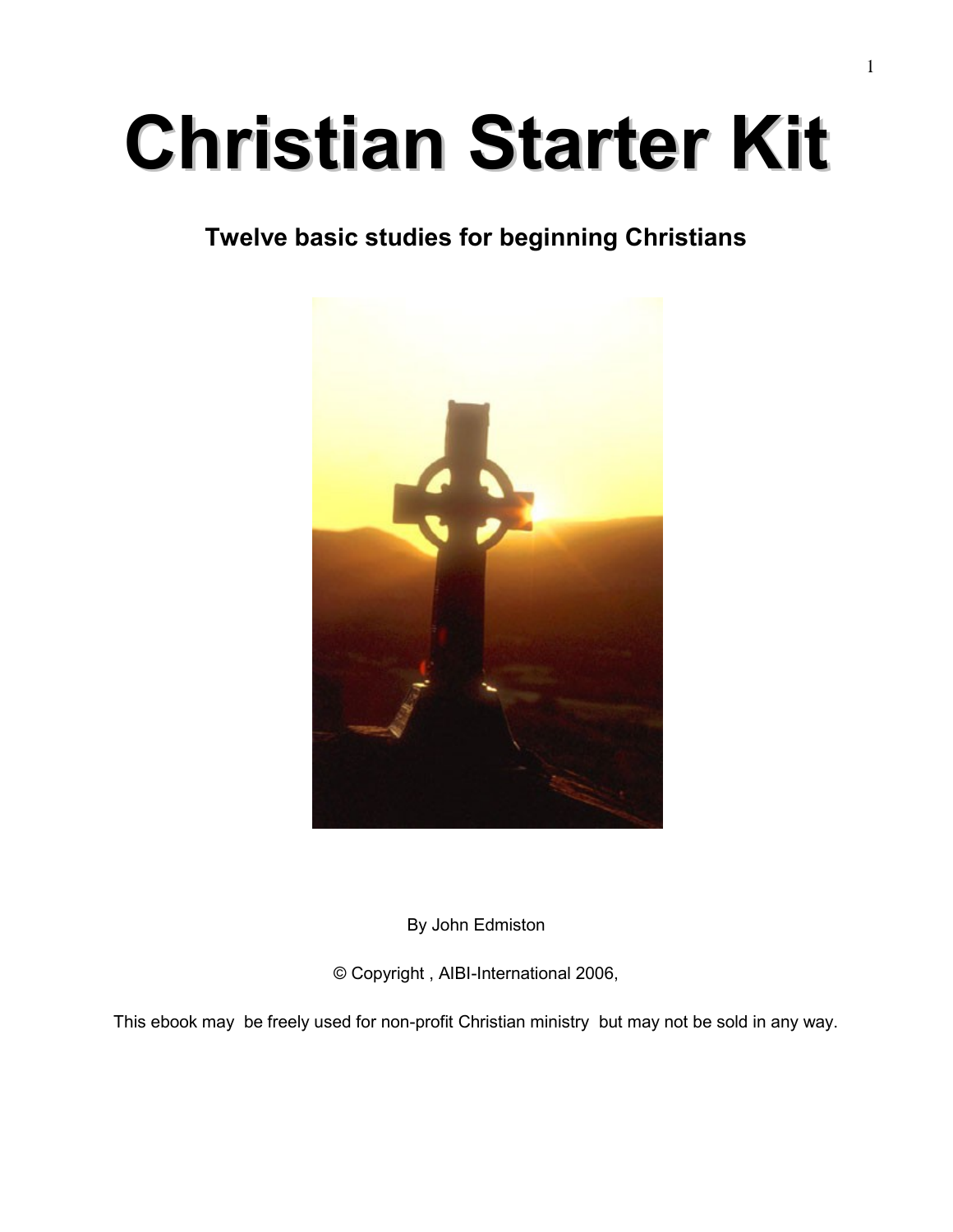# Christian Starter Kit

## Twelve basic studies for beginning Christians

By John Edmiston

© Copyright , AIBI-International 2006,

This ebook may be freely used for non-profit Christian ministry but may not be sold in any way.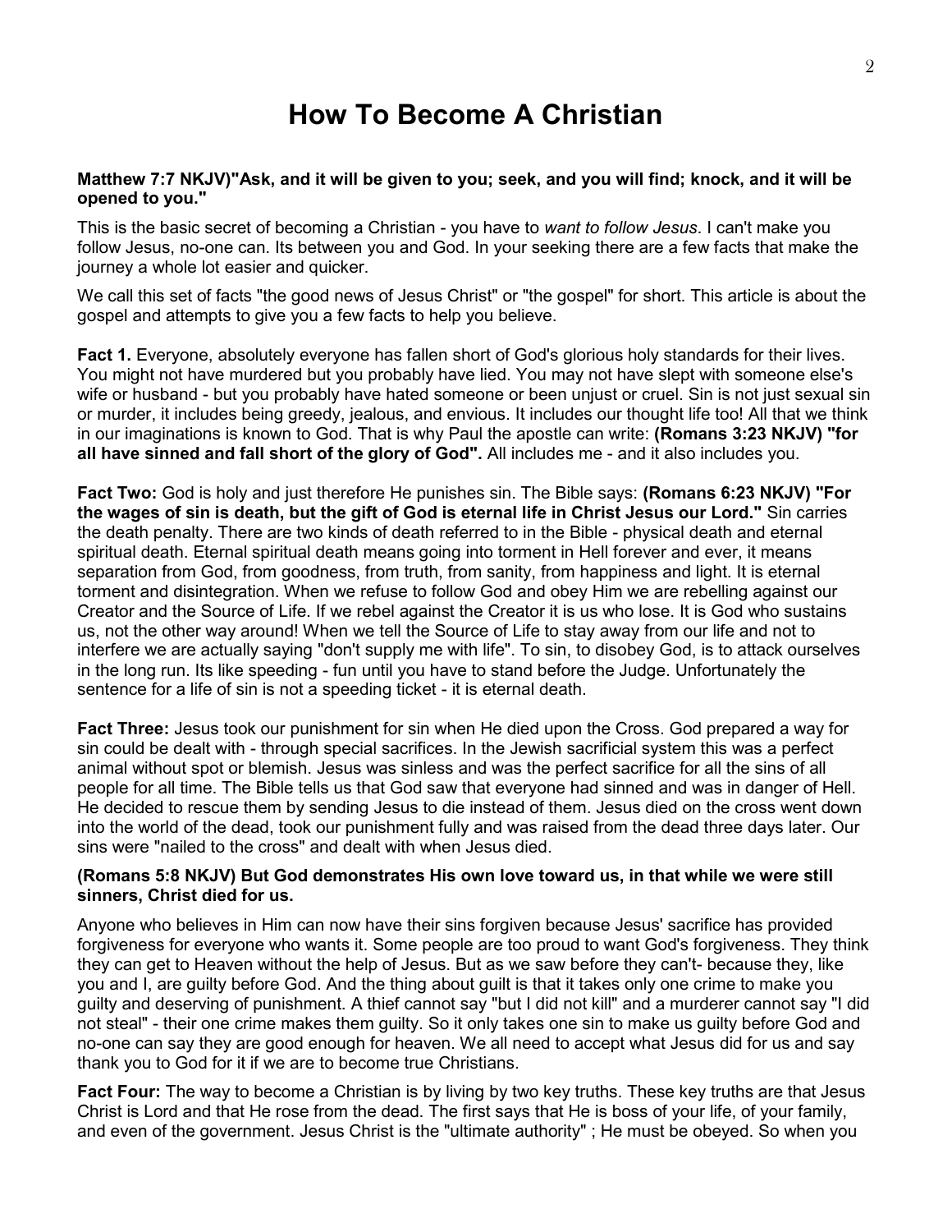# How To Become A Christian

**Matthew 7:7 NKJV)"Ask, and it will be given to you; seek, and you will find; knock, and it will be opened to you."**

This is the basic secret of becoming a Christian - you have to *want to follow Jesus*. I can't make you follow Jesus, no-one can. Its between you and God. In your seeking there are a few facts that make the journey a whole lot easier and quicker.

We call this set of facts "the good news of Jesus Christ" or "the gospel" for short. This article is about the gospel and attempts to give you a few facts to help you believe.

**Fact 1.** Everyone, absolutely everyone has fallen short of God's glorious holy standards for their lives. You might not have murdered but you probably have lied. You may not have slept with someone else's wife or husband - but you probably have hated someone or been unjust or cruel. Sin is not just sexual sin or murder, it includes being greedy, jealous, and envious. It includes our thought life too! All that we think in our imaginations is known to God. That is why Paul the apostle can write: **(Romans 3:23 NKJV) "for all have sinned and fall short of the glory of God".** All includes me - and it also includes you.

**Fact Two:** God is holy and just therefore He punishes sin. The Bible says: **(Romans 6:23 NKJV) "For the wages of sin is death, but the gift of God is eternal life in Christ Jesus our Lord."** Sin carries the death penalty. There are two kinds of death referred to in the Bible - physical death and eternal spiritual death. Eternal spiritual death means going into torment in Hell forever and ever, it means separation from God, from goodness, from truth, from sanity, from happiness and light. It is eternal torment and disintegration. When we refuse to follow God and obey Him we are rebelling against our Creator and the Source of Life. If we rebel against the Creator it is us who lose. It is God who sustains us, not the other way around! When we tell the Source of Life to stay away from our life and not to interfere we are actually saying "don't supply me with life". To sin, to disobey God, is to attack ourselves in the long run. Its like speeding - fun until you have to stand before the Judge. Unfortunately the sentence for a life of sin is not a speeding ticket - it is eternal death.

**Fact Three:** Jesus took our punishment for sin when He died upon the Cross. God prepared a way for sin could be dealt with - through special sacrifices. In the Jewish sacrificial system this was a perfect animal without spot or blemish. Jesus was sinless and was the perfect sacrifice for all the sins of all people for all time. The Bible tells us that God saw that everyone had sinned and was in danger of Hell. He decided to rescue them by sending Jesus to die instead of them. Jesus died on the cross went down into the world of the dead, took our punishment fully and was raised from the dead three days later. Our sins were "nailed to the cross" and dealt with when Jesus died.

**(Romans 5:8 NKJV) But God demonstrates His own love toward us, in that while we were still sinners, Christ died for us.**

Anyone who believes in Him can now have their sins forgiven because Jesus' sacrifice has provided forgiveness for everyone who wants it. Some people are too proud to want God's forgiveness. They think they can get to Heaven without the help of Jesus. But as we saw before they can't- because they, like you and I, are guilty before God. And the thing about guilt is that it takes only one crime to make you guilty and deserving of punishment. A thief cannot say "but I did not kill" and a murderer cannot say "I did not steal" - their one crime makes them guilty. So it only takes one sin to make us guilty before God and no-one can say they are good enough for heaven. We all need to accept what Jesus did for us and say thank you to God for it if we are to become true Christians.

**Fact Four:** The way to become a Christian is by living by two key truths. These key truths are that Jesus Christ is Lord and that He rose from the dead. The first says that He is boss of your life, of your family, and even of the government. Jesus Christ is the "ultimate authority" ; He must be obeyed. So when you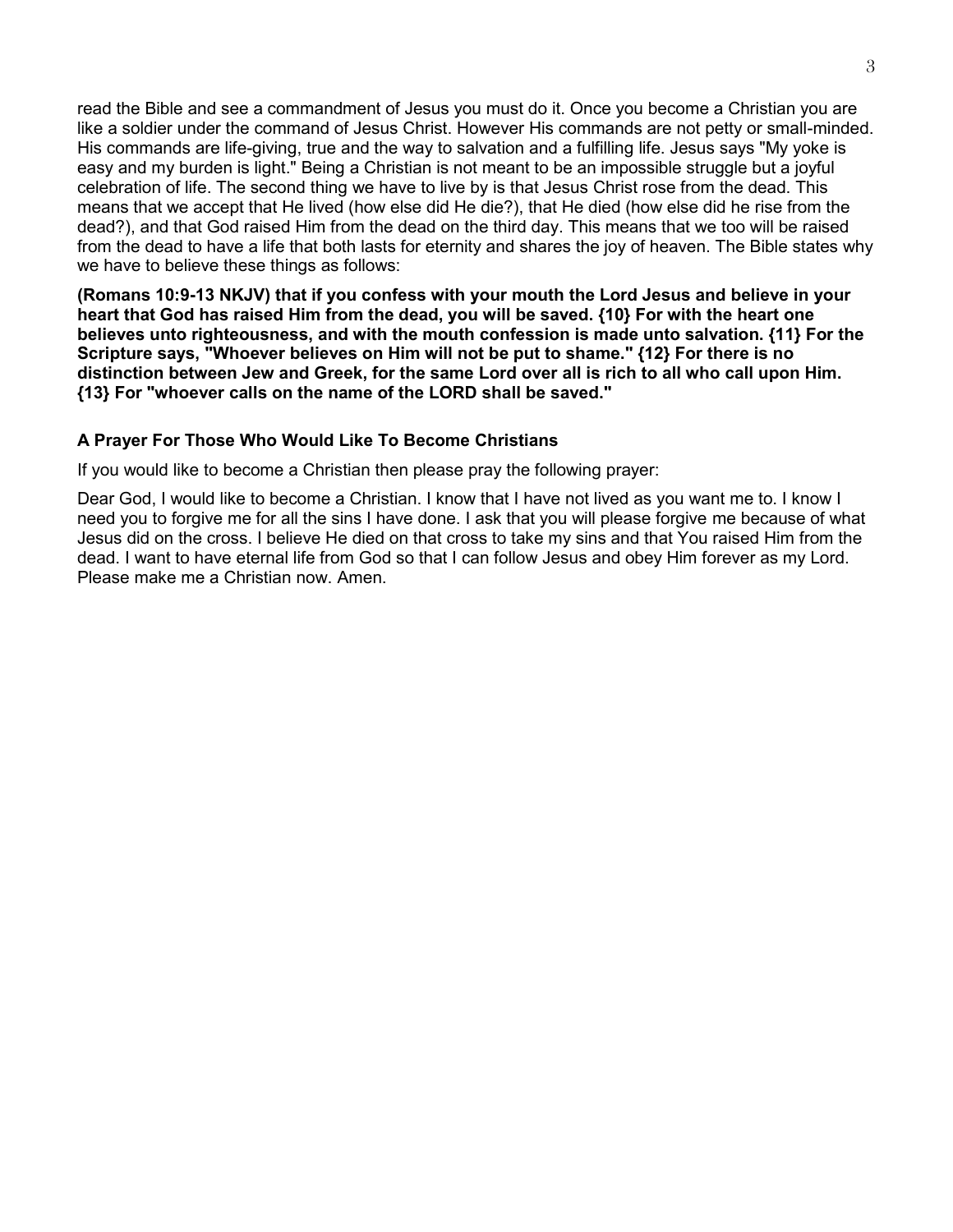read the Bible and see a commandment of Jesus you must do it. Once you become a Christian you are like a soldier under the command of Jesus Christ. However His commands are not petty or small-minded. His commands are life-giving, true and the way to salvation and a fulfilling life. Jesus says "My yoke is easy and my burden is light." Being a Christian is not meant to be an impossible struggle but a joyful celebration of life. The second thing we have to live by is that Jesus Christ rose from the dead. This means that we accept that He lived (how else did He die?), that He died (how else did he rise from the dead?), and that God raised Him from the dead on the third day. This means that we too will be raised from the dead to have a life that both lasts for eternity and shares the joy of heaven. The Bible states why we have to believe these things as follows:

**(Romans 10:9-13 NKJV) that if you confess with your mouth the Lord Jesus and believe in your heart that God has raised Him from the dead, you will be saved. {10} For with the heart one believes unto righteousness, and with the mouth confession is made unto salvation. {11} For the Scripture says, "Whoever believes on Him will not be put to shame." {12} For there is no distinction between Jew and Greek, for the same Lord over all is rich to all who call upon Him. {13} For "whoever calls on the name of the LORD shall be saved."**

### A Prayer For Those Who Would Like To Become Christians

If you would like to become a Christian then please pray the following prayer:

Dear God, I would like to become a Christian. I know that I have not lived as you want me to. I know I need you to forgive me for all the sins I have done. I ask that you will please forgive me because of what Jesus did on the cross. I believe He died on that cross to take my sins and that You raised Him from the dead. I want to have eternal life from God so that I can follow Jesus and obey Him forever as my Lord. Please make me a Christian now. Amen.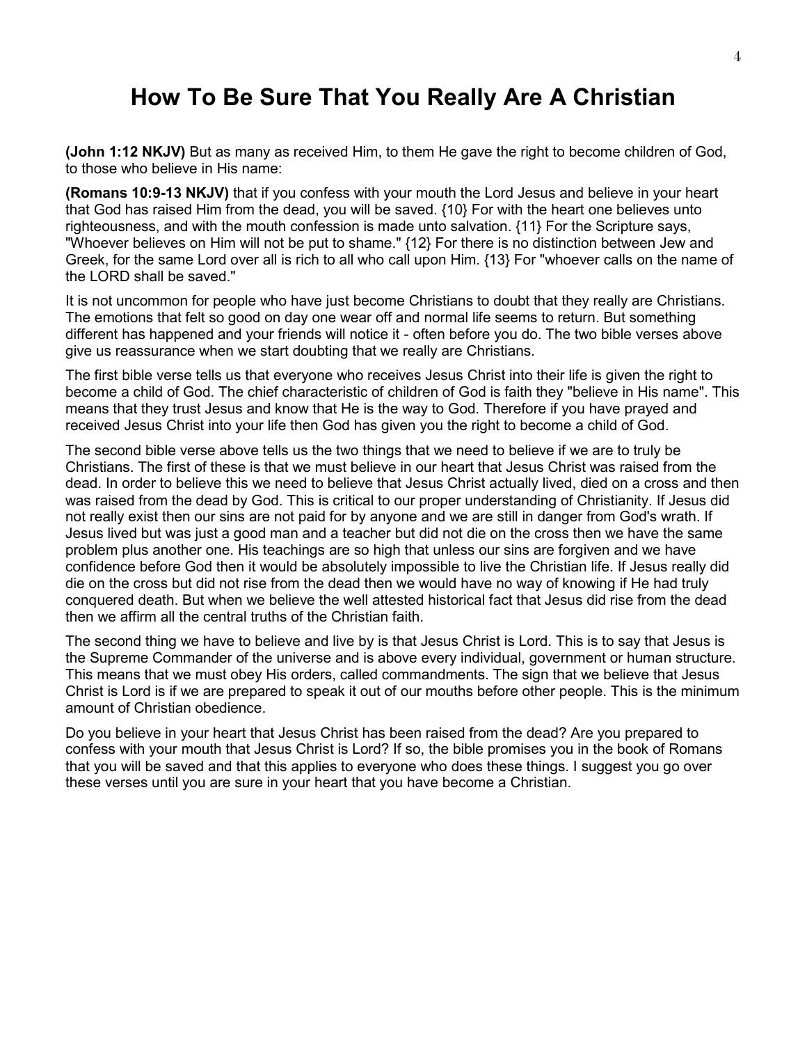# How To Be Sure That You Really Are A Christian

**(John 1:12 NKJV)** But as many as received Him, to them He gave the right to become children of God, to those who believe in His name:

**(Romans 10:9-13 NKJV)** that if you confess with your mouth the Lord Jesus and believe in your heart that God has raised Him from the dead, you will be saved. {10} For with the heart one believes unto righteousness, and with the mouth confession is made unto salvation. {11} For the Scripture says, "Whoever believes on Him will not be put to shame." {12} For there is no distinction between Jew and Greek, for the same Lord over all is rich to all who call upon Him. {13} For "whoever calls on the name of the LORD shall be saved."

It is not uncommon for people who have just become Christians to doubt that they really are Christians. The emotions that felt so good on day one wear off and normal life seems to return. But something different has happened and your friends will notice it - often before you do. The two bible verses above give us reassurance when we start doubting that we really are Christians.

The first bible verse tells us that everyone who receives Jesus Christ into their life is given the right to become a child of God. The chief characteristic of children of God is faith they "believe in His name". This means that they trust Jesus and know that He is the way to God. Therefore if you have prayed and received Jesus Christ into your life then God has given you the right to become a child of God.

The second bible verse above tells us the two things that we need to believe if we are to truly be Christians. The first of these is that we must believe in our heart that Jesus Christ was raised from the dead. In order to believe this we need to believe that Jesus Christ actually lived, died on a cross and then was raised from the dead by God. This is critical to our proper understanding of Christianity. If Jesus did not really exist then our sins are not paid for by anyone and we are still in danger from God's wrath. If Jesus lived but was just a good man and a teacher but did not die on the cross then we have the same problem plus another one. His teachings are so high that unless our sins are forgiven and we have confidence before God then it would be absolutely impossible to live the Christian life. If Jesus really did die on the cross but did not rise from the dead then we would have no way of knowing if He had truly conquered death. But when we believe the well attested historical fact that Jesus did rise from the dead then we affirm all the central truths of the Christian faith.

The second thing we have to believe and live by is that Jesus Christ is Lord. This is to say that Jesus is the Supreme Commander of the universe and is above every individual, government or human structure. This means that we must obey His orders, called commandments. The sign that we believe that Jesus Christ is Lord is if we are prepared to speak it out of our mouths before other people. This is the minimum amount of Christian obedience.

Do you believe in your heart that Jesus Christ has been raised from the dead? Are you prepared to confess with your mouth that Jesus Christ is Lord? If so, the bible promises you in the book of Romans that you will be saved and that this applies to everyone who does these things. I suggest you go over these verses until you are sure in your heart that you have become a Christian.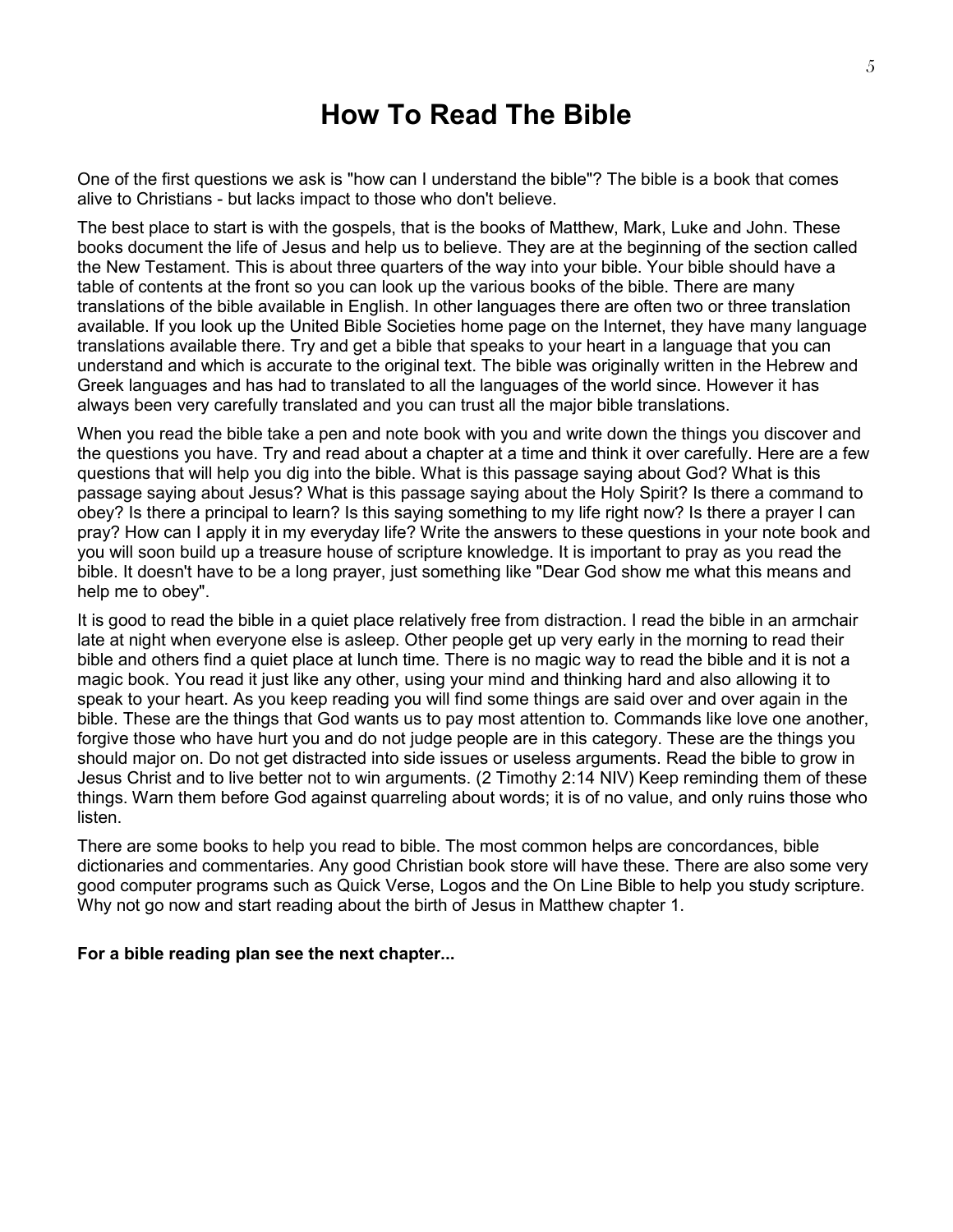# How To Read The Bible

One of the first questions we ask is "how can I understand the bible"? The bible is a book that comes alive to Christians - but lacks impact to those who don't believe.

The best place to start is with the gospels, that is the books of Matthew, Mark, Luke and John. These books document the life of Jesus and help us to believe. They are at the beginning of the section called the New Testament. This is about three quarters of the way into your bible. Your bible should have a table of contents at the front so you can look up the various books of the bible. There are many translations of the bible available in English. In other languages there are often two or three translation available. If you look up the United Bible Societies home page on the Internet, they have many language translations available there. Try and get a bible that speaks to your heart in a language that you can understand and which is accurate to the original text. The bible was originally written in the Hebrew and Greek languages and has had to translated to all the languages of the world since. However it has always been very carefully translated and you can trust all the major bible translations.

When you read the bible take a pen and note book with you and write down the things you discover and the questions you have. Try and read about a chapter at a time and think it over carefully. Here are a few questions that will help you dig into the bible. What is this passage saying about God? What is this passage saying about Jesus? What is this passage saying about the Holy Spirit? Is there a command to obey? Is there a principal to learn? Is this saying something to my life right now? Is there a prayer I can pray? How can I apply it in my everyday life? Write the answers to these questions in your note book and you will soon build up a treasure house of scripture knowledge. It is important to pray as you read the bible. It doesn't have to be a long prayer, just something like "Dear God show me what this means and help me to obey".

It is good to read the bible in a quiet place relatively free from distraction. I read the bible in an armchair late at night when everyone else is asleep. Other people get up very early in the morning to read their bible and others find a quiet place at lunch time. There is no magic way to read the bible and it is not a magic book. You read it just like any other, using your mind and thinking hard and also allowing it to speak to your heart. As you keep reading you will find some things are said over and over again in the bible. These are the things that God wants us to pay most attention to. Commands like love one another, forgive those who have hurt you and do not judge people are in this category. These are the things you should major on. Do not get distracted into side issues or useless arguments. Read the bible to grow in Jesus Christ and to live better not to win arguments. (2 Timothy 2:14 NIV) Keep reminding them of these things. Warn them before God against quarreling about words; it is of no value, and only ruins those who listen.

There are some books to help you read to bible. The most common helps are concordances, bible dictionaries and commentaries. Any good Christian book store will have these. There are also some very good computer programs such as Quick Verse, Logos and the On Line Bible to help you study scripture. Why not go now and start reading about the birth of Jesus in Matthew chapter 1.

**For a bible reading plan see the next chapter...**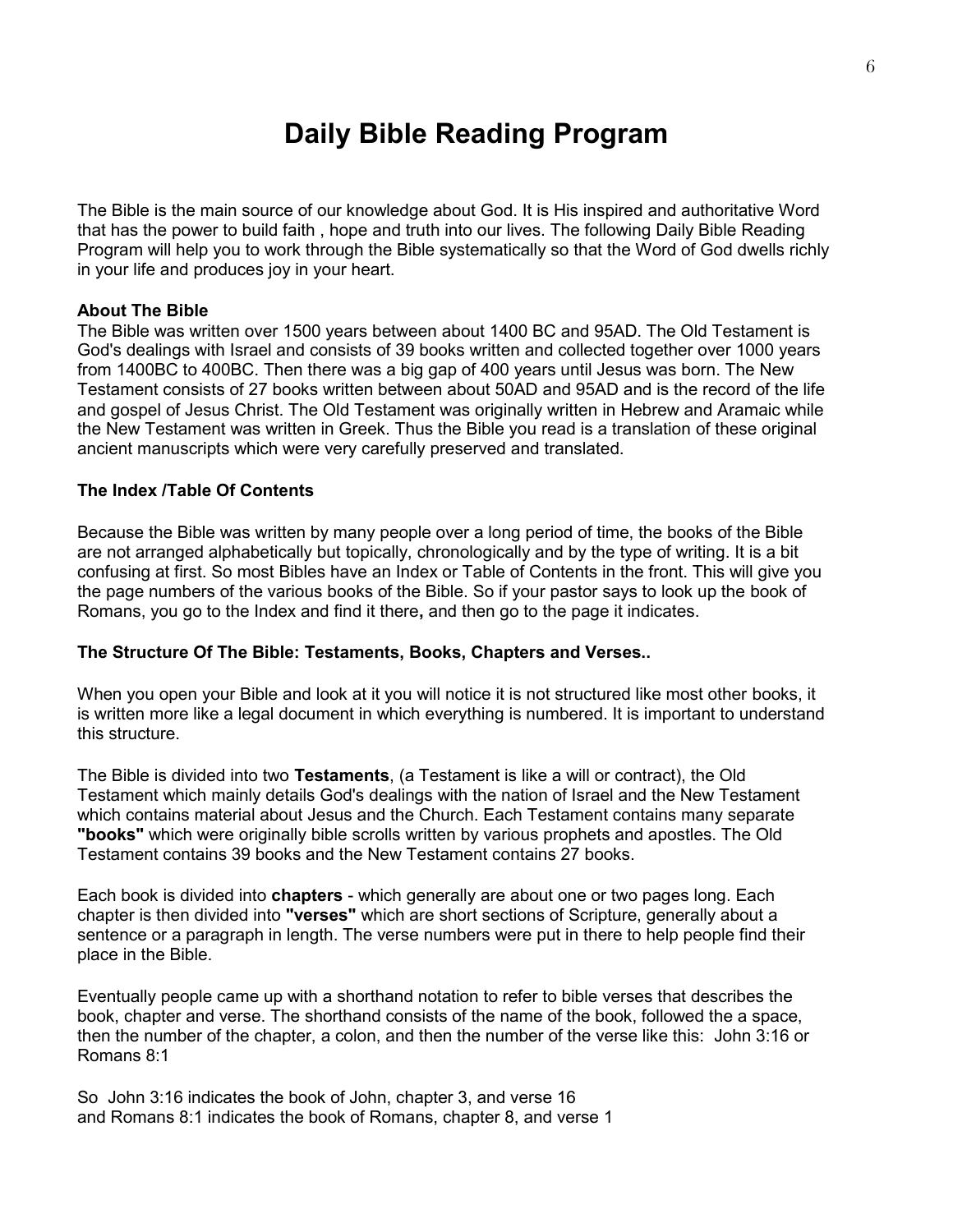# Daily Bible Reading Program

The Bible is the main source of our knowledge about God. It is His inspired and authoritative Word that has the power to build faith , hope and truth into our lives. The following Daily Bible Reading Program will help you to work through the Bible systematically so that the Word of God dwells richly in your life and produces joy in your heart.

**About The Bible**

The Bible was written over 1500 years between about 1400 BC and 95AD. The Old Testament is God's dealings with Israel and consists of 39 books written and collected together over 1000 years from 1400BC to 400BC. Then there was a big gap of 400 years until Jesus was born. The New Testament consists of 27 books written between about 50AD and 95AD and is the record of the life and gospel of Jesus Christ. The Old Testament was originally written in Hebrew and Aramaic while the New Testament was written in Greek. Thus the Bible you read is a translation of these original ancient manuscripts which were very carefully preserved and translated.

**The Index /Table Of Contents**

Because the Bible was written by many people over a long period of time, the books of the Bible are not arranged alphabetically but topically, chronologically and by the type of writing. It is a bit confusing at first. So most Bibles have an Index or Table of Contents in the front. This will give you the page numbers of the various books of the Bible. So if your pastor says to look up the book of Romans, you go to the Index and find it there**,** and then go to the page it indicates.

**The Structure Of The Bible: Testaments, Books, Chapters and Verses..**

When you open your Bible and look at it you will notice it is not structured like most other books, it is written more like a legal document in which everything is numbered. It is important to understand this structure.

The Bible is divided into two **Testaments**, (a Testament is like a will or contract), the Old Testament which mainly details God's dealings with the nation of Israel and the New Testament which contains material about Jesus and the Church. Each Testament contains many separate **"books"** which were originally bible scrolls written by various prophets and apostles. The Old Testament contains 39 books and the New Testament contains 27 books.

Each book is divided into **chapters** - which generally are about one or two pages long. Each chapter is then divided into **"verses"** which are short sections of Scripture, generally about a sentence or a paragraph in length. The verse numbers were put in there to help people find their place in the Bible.

Eventually people came up with a shorthand notation to refer to bible verses that describes the book, chapter and verse. The shorthand consists of the name of the book, followed the a space, then the number of the chapter, a colon, and then the number of the verse like this: John 3:16 or Romans 8:1

So John 3:16 indicates the book of John, chapter 3, and verse 16
and Romans 8:1 indicates the book of Romans, chapter 8, and verse 1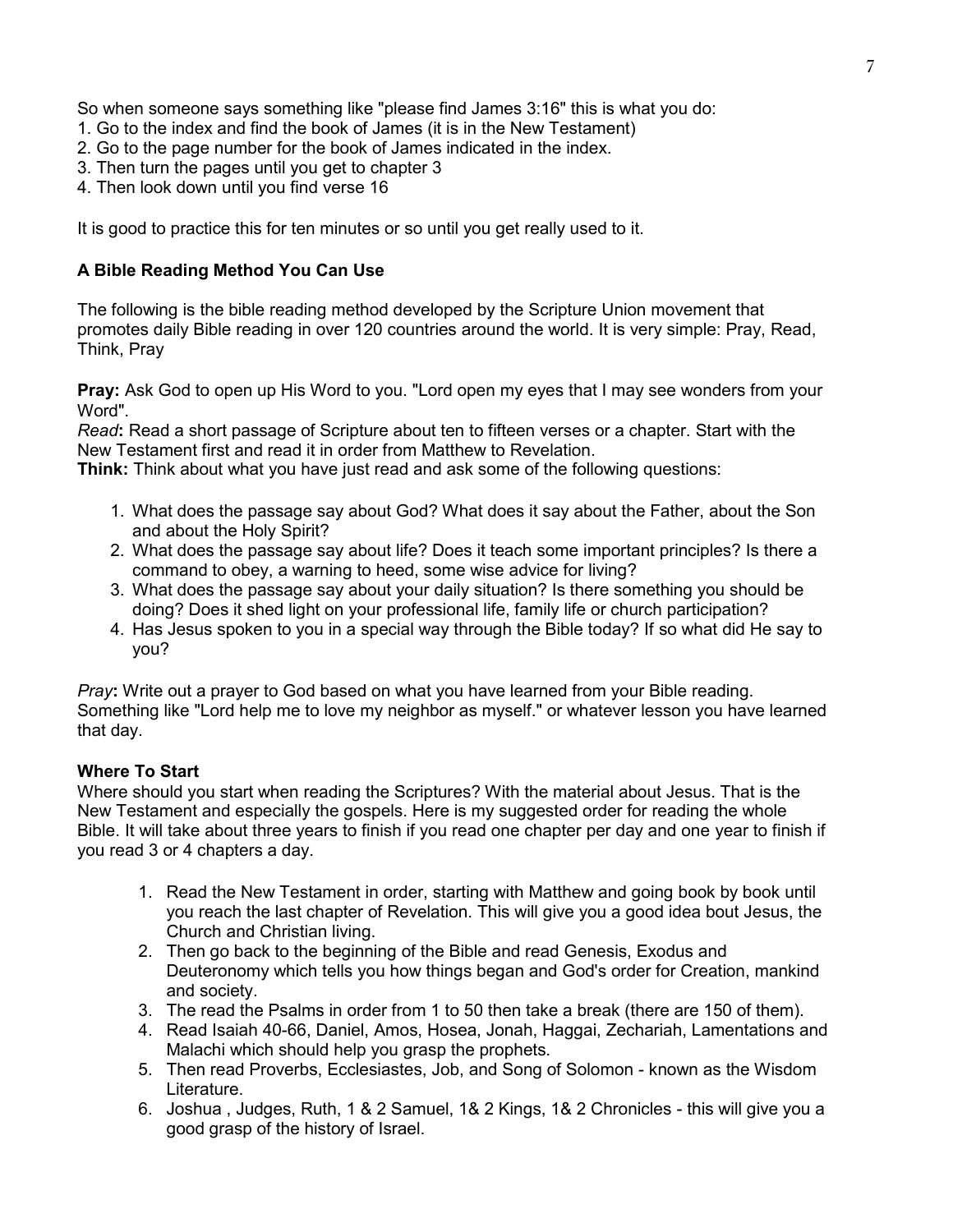So when someone says something like "please find James 3:16" this is what you do:
1. Go to the index and find the book of James (it is in the New Testament)
2. Go to the page number for the book of James indicated in the index.
3. Then turn the pages until you get to chapter 3
4. Then look down until you find verse 16

It is good to practice this for ten minutes or so until you get really used to it.

### A Bible Reading Method You Can Use

The following is the bible reading method developed by the Scripture Union movement that promotes daily Bible reading in over 120 countries around the world. It is very simple: Pray, Read, Think, Pray

**Pray:** Ask God to open up His Word to you. "Lord open my eyes that I may see wonders from your Word".
*Read***:** Read a short passage of Scripture about ten to fifteen verses or a chapter. Start with the New Testament first and read it in order from Matthew to Revelation.
**Think:** Think about what you have just read and ask some of the following questions:

1. What does the passage say about God? What does it say about the Father, about the Son and about the Holy Spirit?
2. What does the passage say about life? Does it teach some important principles? Is there a command to obey, a warning to heed, some wise advice for living?
3. What does the passage say about your daily situation? Is there something you should be doing? Does it shed light on your professional life, family life or church participation?
4. Has Jesus spoken to you in a special way through the Bible today? If so what did He say to you?

*Pray***:** Write out a prayer to God based on what you have learned from your Bible reading. Something like "Lord help me to love my neighbor as myself." or whatever lesson you have learned that day.

### Where To Start

Where should you start when reading the Scriptures? With the material about Jesus. That is the New Testament and especially the gospels. Here is my suggested order for reading the whole Bible. It will take about three years to finish if you read one chapter per day and one year to finish if you read 3 or 4 chapters a day.

1. Read the New Testament in order, starting with Matthew and going book by book until you reach the last chapter of Revelation. This will give you a good idea bout Jesus, the Church and Christian living.
2. Then go back to the beginning of the Bible and read Genesis, Exodus and Deuteronomy which tells you how things began and God's order for Creation, mankind and society.
3. The read the Psalms in order from 1 to 50 then take a break (there are 150 of them).
4. Read Isaiah 40-66, Daniel, Amos, Hosea, Jonah, Haggai, Zechariah, Lamentations and Malachi which should help you grasp the prophets.
5. Then read Proverbs, Ecclesiastes, Job, and Song of Solomon - known as the Wisdom Literature.
6. Joshua , Judges, Ruth, 1 & 2 Samuel, 1& 2 Kings, 1& 2 Chronicles - this will give you a good grasp of the history of Israel.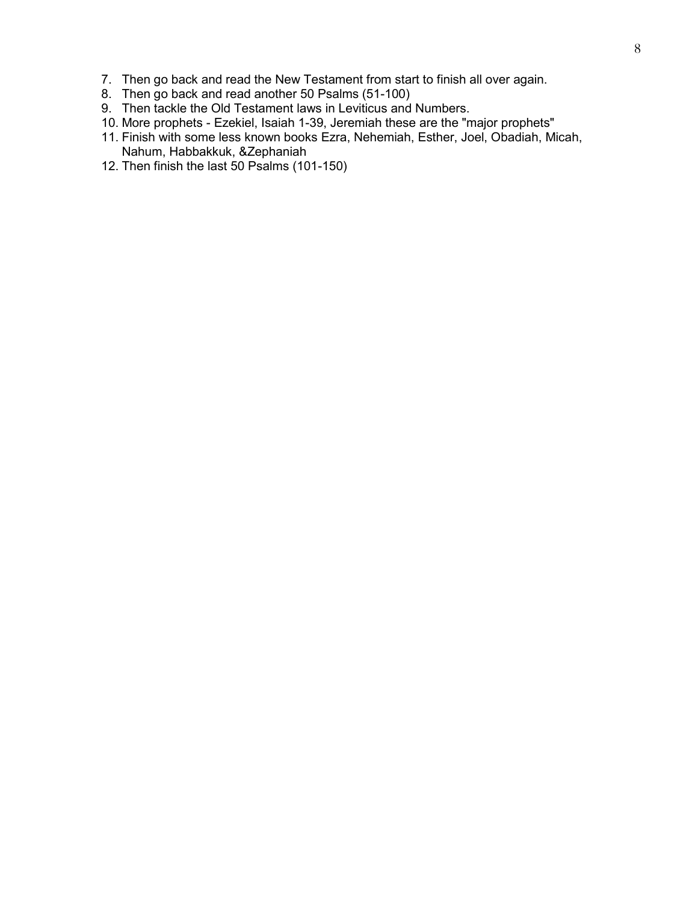7. Then go back and read the New Testament from start to finish all over again.
8. Then go back and read another 50 Psalms (51-100)
9. Then tackle the Old Testament laws in Leviticus and Numbers.
10. More prophets - Ezekiel, Isaiah 1-39, Jeremiah these are the "major prophets"
11. Finish with some less known books Ezra, Nehemiah, Esther, Joel, Obadiah, Micah, Nahum, Habbakkuk, &Zephaniah
12. Then finish the last 50 Psalms (101-150)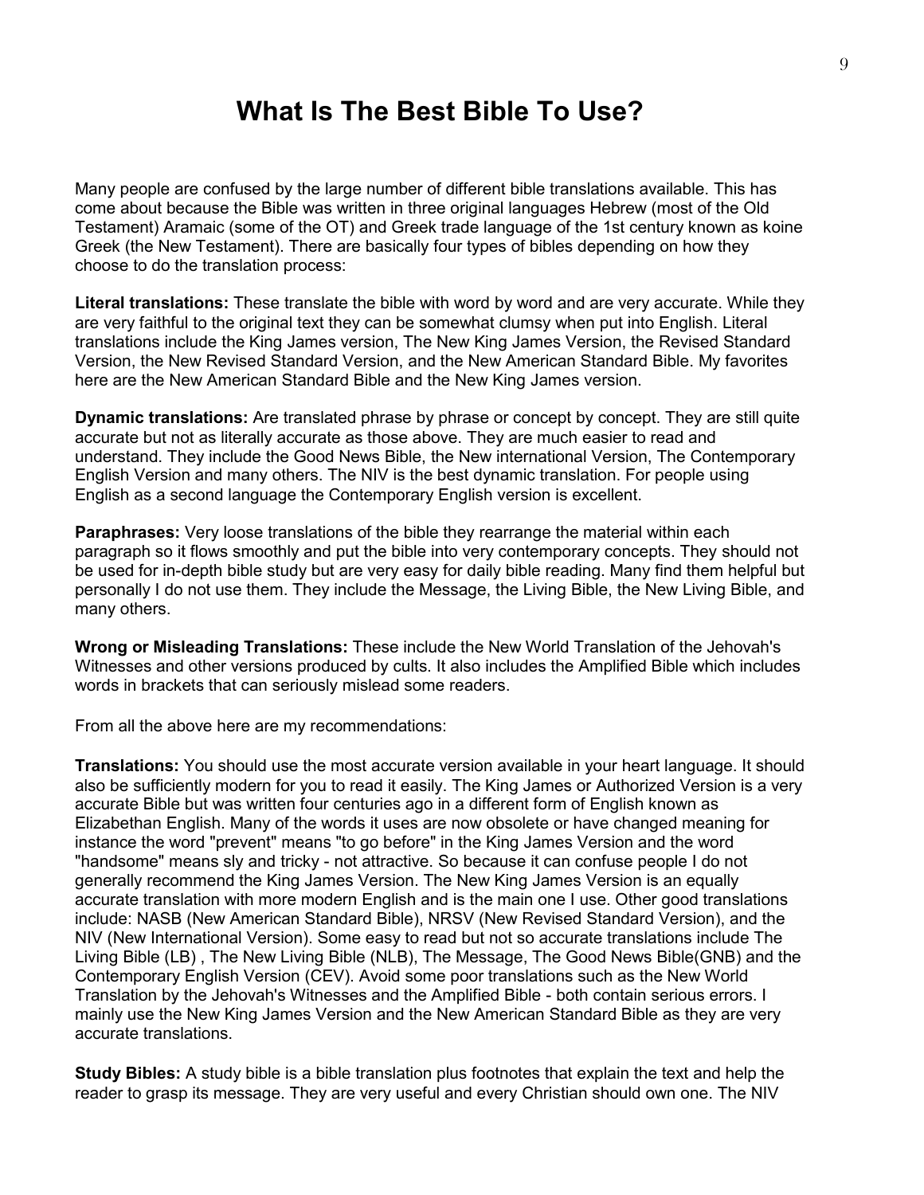# What Is The Best Bible To Use?

Many people are confused by the large number of different bible translations available. This has come about because the Bible was written in three original languages Hebrew (most of the Old Testament) Aramaic (some of the OT) and Greek trade language of the 1st century known as koine Greek (the New Testament). There are basically four types of bibles depending on how they choose to do the translation process:

**Literal translations:** These translate the bible with word by word and are very accurate. While they are very faithful to the original text they can be somewhat clumsy when put into English. Literal translations include the King James version, The New King James Version, the Revised Standard Version, the New Revised Standard Version, and the New American Standard Bible. My favorites here are the New American Standard Bible and the New King James version.

**Dynamic translations:** Are translated phrase by phrase or concept by concept. They are still quite accurate but not as literally accurate as those above. They are much easier to read and understand. They include the Good News Bible, the New international Version, The Contemporary English Version and many others. The NIV is the best dynamic translation. For people using English as a second language the Contemporary English version is excellent.

**Paraphrases:** Very loose translations of the bible they rearrange the material within each paragraph so it flows smoothly and put the bible into very contemporary concepts. They should not be used for in-depth bible study but are very easy for daily bible reading. Many find them helpful but personally I do not use them. They include the Message, the Living Bible, the New Living Bible, and many others.

**Wrong or Misleading Translations:** These include the New World Translation of the Jehovah's Witnesses and other versions produced by cults. It also includes the Amplified Bible which includes words in brackets that can seriously mislead some readers.

From all the above here are my recommendations:

**Translations:** You should use the most accurate version available in your heart language. It should also be sufficiently modern for you to read it easily. The King James or Authorized Version is a very accurate Bible but was written four centuries ago in a different form of English known as Elizabethan English. Many of the words it uses are now obsolete or have changed meaning for instance the word "prevent" means "to go before" in the King James Version and the word "handsome" means sly and tricky - not attractive. So because it can confuse people I do not generally recommend the King James Version. The New King James Version is an equally accurate translation with more modern English and is the main one I use. Other good translations include: NASB (New American Standard Bible), NRSV (New Revised Standard Version), and the NIV (New International Version). Some easy to read but not so accurate translations include The Living Bible (LB) , The New Living Bible (NLB), The Message, The Good News Bible(GNB) and the Contemporary English Version (CEV). Avoid some poor translations such as the New World Translation by the Jehovah's Witnesses and the Amplified Bible - both contain serious errors. I mainly use the New King James Version and the New American Standard Bible as they are very accurate translations.

**Study Bibles:** A study bible is a bible translation plus footnotes that explain the text and help the reader to grasp its message. They are very useful and every Christian should own one. The NIV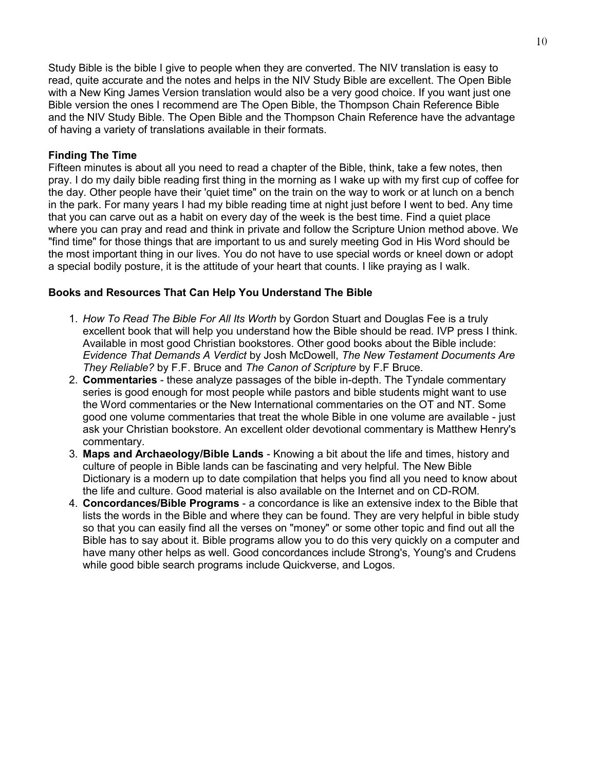Study Bible is the bible I give to people when they are converted. The NIV translation is easy to read, quite accurate and the notes and helps in the NIV Study Bible are excellent. The Open Bible with a New King James Version translation would also be a very good choice. If you want just one Bible version the ones I recommend are The Open Bible, the Thompson Chain Reference Bible and the NIV Study Bible. The Open Bible and the Thompson Chain Reference have the advantage of having a variety of translations available in their formats.

**Finding The Time**

Fifteen minutes is about all you need to read a chapter of the Bible, think, take a few notes, then pray. I do my daily bible reading first thing in the morning as I wake up with my first cup of coffee for the day. Other people have their 'quiet time" on the train on the way to work or at lunch on a bench in the park. For many years I had my bible reading time at night just before I went to bed. Any time that you can carve out as a habit on every day of the week is the best time. Find a quiet place where you can pray and read and think in private and follow the Scripture Union method above. We "find time" for those things that are important to us and surely meeting God in His Word should be the most important thing in our lives. You do not have to use special words or kneel down or adopt a special bodily posture, it is the attitude of your heart that counts. I like praying as I walk.

**Books and Resources That Can Help You Understand The Bible**

1. *How To Read The Bible For All Its Worth* by Gordon Stuart and Douglas Fee is a truly excellent book that will help you understand how the Bible should be read. IVP press I think. Available in most good Christian bookstores. Other good books about the Bible include: *Evidence That Demands A Verdict* by Josh McDowell, *The New Testament Documents Are They Reliable?* by F.F. Bruce and *The Canon of Scripture* by F.F Bruce.
2. **Commentaries** - these analyze passages of the bible in-depth. The Tyndale commentary series is good enough for most people while pastors and bible students might want to use the Word commentaries or the New International commentaries on the OT and NT. Some good one volume commentaries that treat the whole Bible in one volume are available - just ask your Christian bookstore. An excellent older devotional commentary is Matthew Henry's commentary.
3. **Maps and Archaeology/Bible Lands** - Knowing a bit about the life and times, history and culture of people in Bible lands can be fascinating and very helpful. The New Bible Dictionary is a modern up to date compilation that helps you find all you need to know about the life and culture. Good material is also available on the Internet and on CD-ROM.
4. **Concordances/Bible Programs** - a concordance is like an extensive index to the Bible that lists the words in the Bible and where they can be found. They are very helpful in bible study so that you can easily find all the verses on "money" or some other topic and find out all the Bible has to say about it. Bible programs allow you to do this very quickly on a computer and have many other helps as well. Good concordances include Strong's, Young's and Crudens while good bible search programs include Quickverse, and Logos.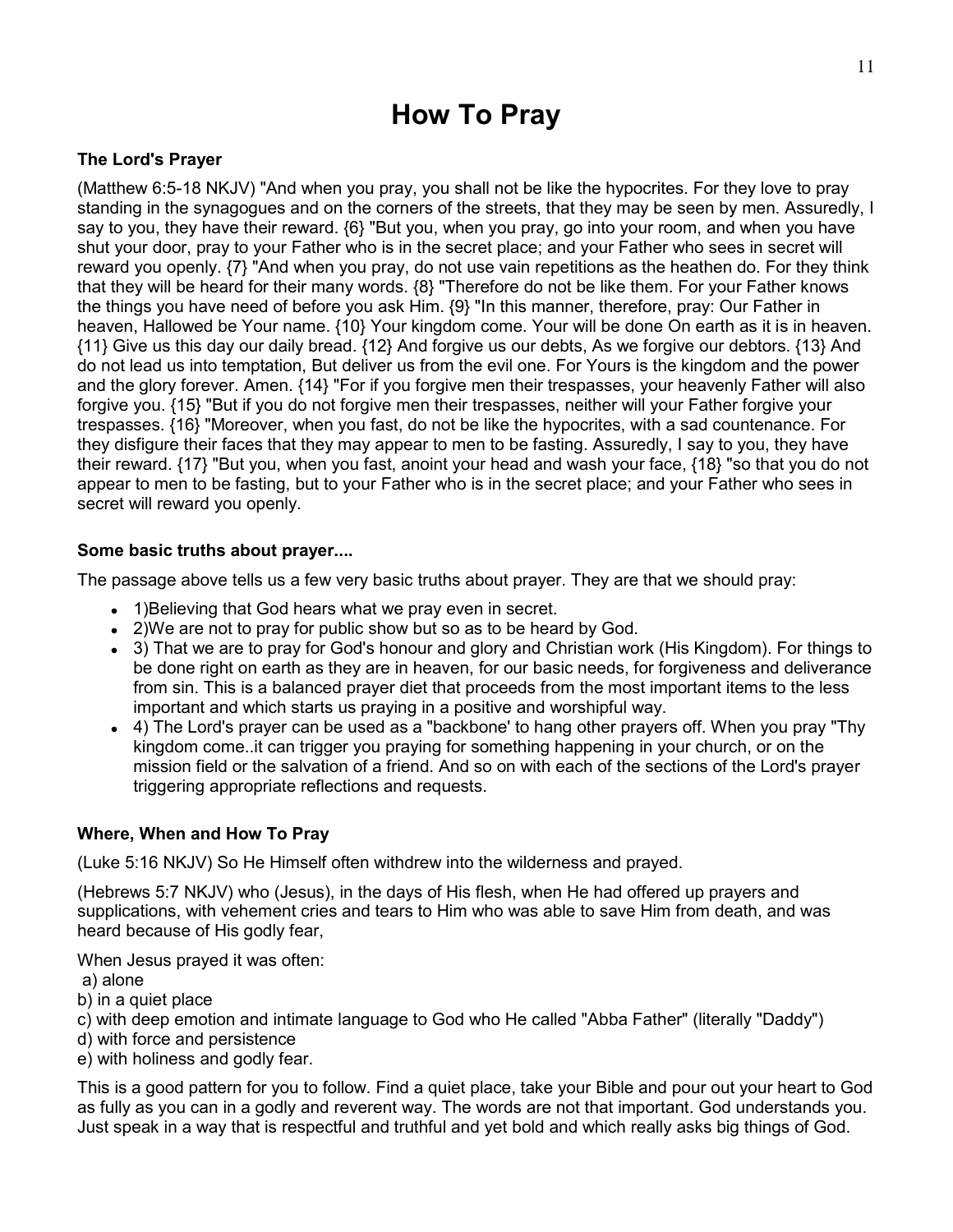# How To Pray

### The Lord's Prayer

(Matthew 6:5-18 NKJV) "And when you pray, you shall not be like the hypocrites. For they love to pray standing in the synagogues and on the corners of the streets, that they may be seen by men. Assuredly, I say to you, they have their reward. {6} "But you, when you pray, go into your room, and when you have shut your door, pray to your Father who is in the secret place; and your Father who sees in secret will reward you openly. {7} "And when you pray, do not use vain repetitions as the heathen do. For they think that they will be heard for their many words. {8} "Therefore do not be like them. For your Father knows the things you have need of before you ask Him. {9} "In this manner, therefore, pray: Our Father in heaven, Hallowed be Your name. {10} Your kingdom come. Your will be done On earth as it is in heaven. {11} Give us this day our daily bread. {12} And forgive us our debts, As we forgive our debtors. {13} And do not lead us into temptation, But deliver us from the evil one. For Yours is the kingdom and the power and the glory forever. Amen. {14} "For if you forgive men their trespasses, your heavenly Father will also forgive you. {15} "But if you do not forgive men their trespasses, neither will your Father forgive your trespasses. {16} "Moreover, when you fast, do not be like the hypocrites, with a sad countenance. For they disfigure their faces that they may appear to men to be fasting. Assuredly, I say to you, they have their reward. {17} "But you, when you fast, anoint your head and wash your face, {18} "so that you do not appear to men to be fasting, but to your Father who is in the secret place; and your Father who sees in secret will reward you openly.

### Some basic truths about prayer....

The passage above tells us a few very basic truths about prayer. They are that we should pray:

- 1)Believing that God hears what we pray even in secret.
- 2)We are not to pray for public show but so as to be heard by God.
- 3) That we are to pray for God's honour and glory and Christian work (His Kingdom). For things to be done right on earth as they are in heaven, for our basic needs, for forgiveness and deliverance from sin. This is a balanced prayer diet that proceeds from the most important items to the less important and which starts us praying in a positive and worshipful way.
- 4) The Lord's prayer can be used as a "backbone' to hang other prayers off. When you pray "Thy kingdom come..it can trigger you praying for something happening in your church, or on the mission field or the salvation of a friend. And so on with each of the sections of the Lord's prayer triggering appropriate reflections and requests.

### Where, When and How To Pray

(Luke 5:16 NKJV) So He Himself often withdrew into the wilderness and prayed.

(Hebrews 5:7 NKJV) who (Jesus), in the days of His flesh, when He had offered up prayers and supplications, with vehement cries and tears to Him who was able to save Him from death, and was heard because of His godly fear,

When Jesus prayed it was often:
a) alone
b) in a quiet place
c) with deep emotion and intimate language to God who He called "Abba Father" (literally "Daddy")
d) with force and persistence
e) with holiness and godly fear.

This is a good pattern for you to follow. Find a quiet place, take your Bible and pour out your heart to God as fully as you can in a godly and reverent way. The words are not that important. God understands you. Just speak in a way that is respectful and truthful and yet bold and which really asks big things of God.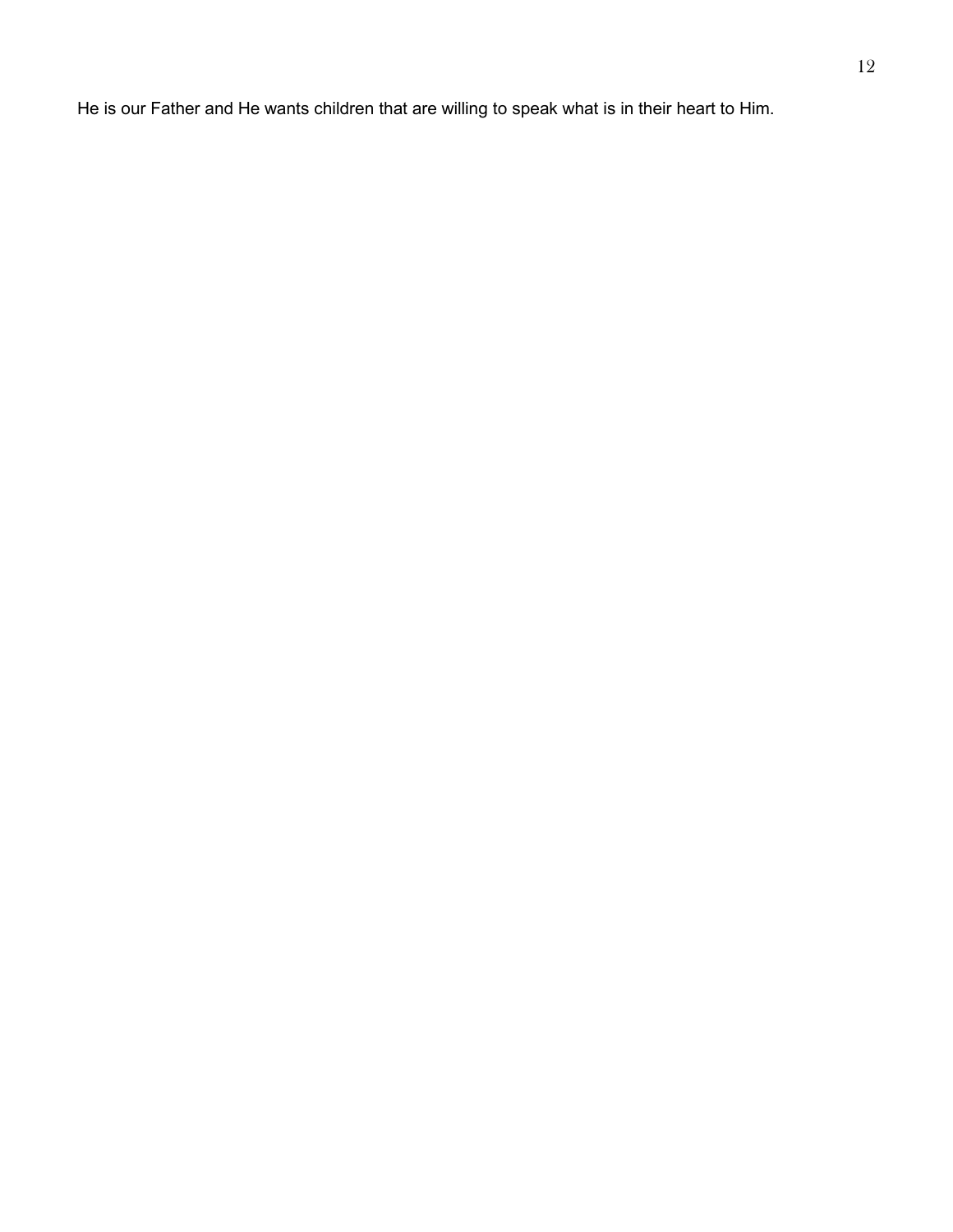He is our Father and He wants children that are willing to speak what is in their heart to Him.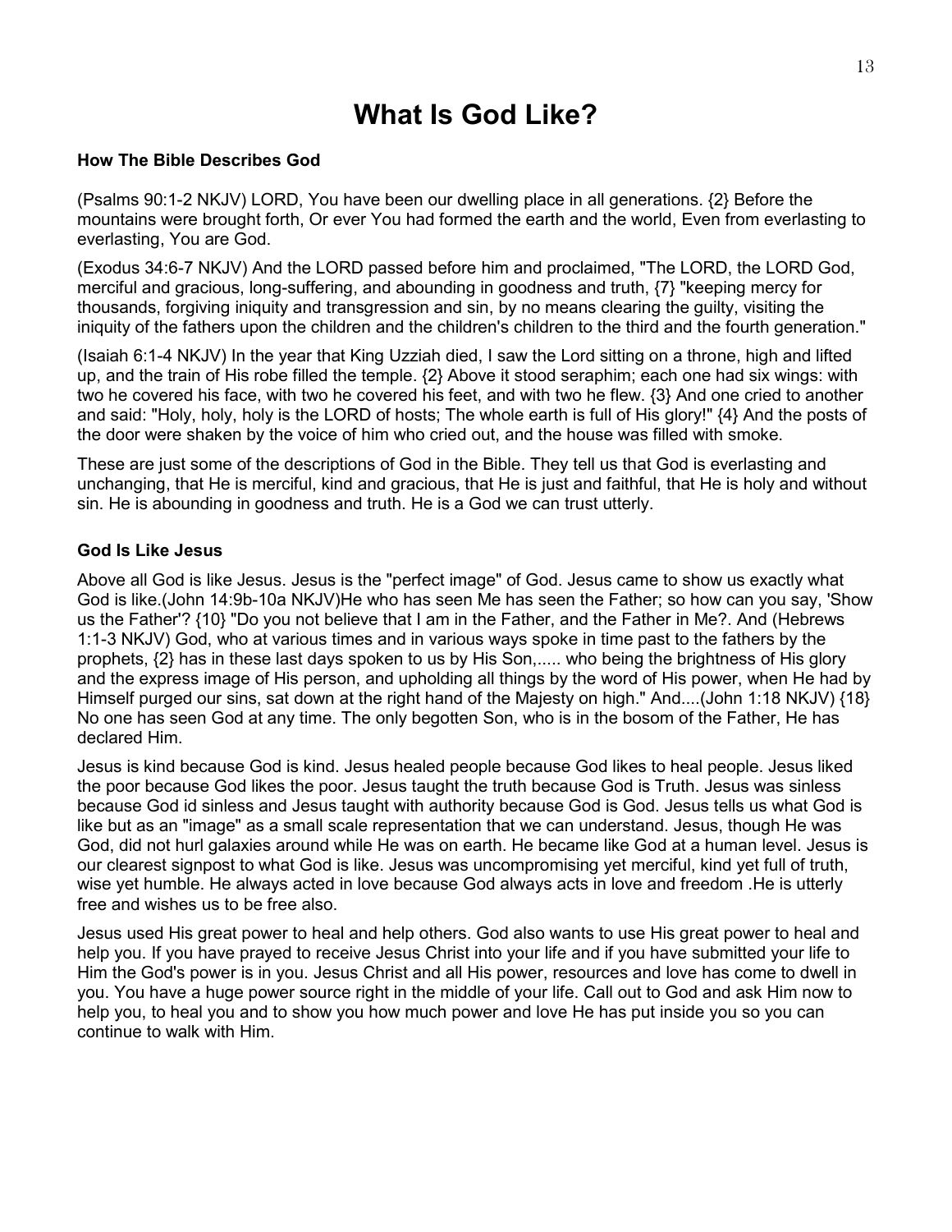# What Is God Like?

**How The Bible Describes God**

(Psalms 90:1-2 NKJV) LORD, You have been our dwelling place in all generations. {2} Before the mountains were brought forth, Or ever You had formed the earth and the world, Even from everlasting to everlasting, You are God.

(Exodus 34:6-7 NKJV) And the LORD passed before him and proclaimed, "The LORD, the LORD God, merciful and gracious, long-suffering, and abounding in goodness and truth, {7} "keeping mercy for thousands, forgiving iniquity and transgression and sin, by no means clearing the guilty, visiting the iniquity of the fathers upon the children and the children's children to the third and the fourth generation."

(Isaiah 6:1-4 NKJV) In the year that King Uzziah died, I saw the Lord sitting on a throne, high and lifted up, and the train of His robe filled the temple. {2} Above it stood seraphim; each one had six wings: with two he covered his face, with two he covered his feet, and with two he flew. {3} And one cried to another and said: "Holy, holy, holy is the LORD of hosts; The whole earth is full of His glory!" {4} And the posts of the door were shaken by the voice of him who cried out, and the house was filled with smoke.

These are just some of the descriptions of God in the Bible. They tell us that God is everlasting and unchanging, that He is merciful, kind and gracious, that He is just and faithful, that He is holy and without sin. He is abounding in goodness and truth. He is a God we can trust utterly.

**God Is Like Jesus**

Above all God is like Jesus. Jesus is the "perfect image" of God. Jesus came to show us exactly what God is like.(John 14:9b-10a NKJV)He who has seen Me has seen the Father; so how can you say, 'Show us the Father'? {10} "Do you not believe that I am in the Father, and the Father in Me?. And (Hebrews 1:1-3 NKJV) God, who at various times and in various ways spoke in time past to the fathers by the prophets, {2} has in these last days spoken to us by His Son,..... who being the brightness of His glory and the express image of His person, and upholding all things by the word of His power, when He had by Himself purged our sins, sat down at the right hand of the Majesty on high." And....(John 1:18 NKJV) {18} No one has seen God at any time. The only begotten Son, who is in the bosom of the Father, He has declared Him.

Jesus is kind because God is kind. Jesus healed people because God likes to heal people. Jesus liked the poor because God likes the poor. Jesus taught the truth because God is Truth. Jesus was sinless because God id sinless and Jesus taught with authority because God is God. Jesus tells us what God is like but as an "image" as a small scale representation that we can understand. Jesus, though He was God, did not hurl galaxies around while He was on earth. He became like God at a human level. Jesus is our clearest signpost to what God is like. Jesus was uncompromising yet merciful, kind yet full of truth, wise yet humble. He always acted in love because God always acts in love and freedom .He is utterly free and wishes us to be free also.

Jesus used His great power to heal and help others. God also wants to use His great power to heal and help you. If you have prayed to receive Jesus Christ into your life and if you have submitted your life to Him the God's power is in you. Jesus Christ and all His power, resources and love has come to dwell in you. You have a huge power source right in the middle of your life. Call out to God and ask Him now to help you, to heal you and to show you how much power and love He has put inside you so you can continue to walk with Him.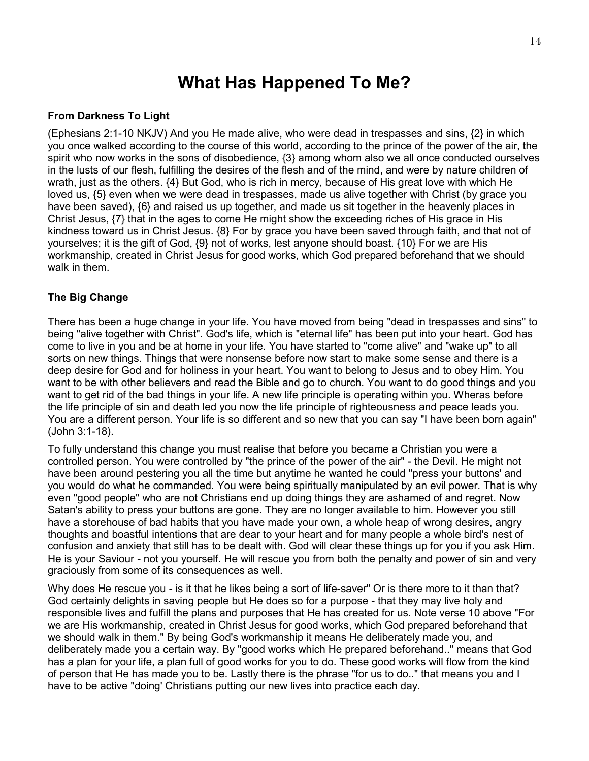# What Has Happened To Me?

### From Darkness To Light

(Ephesians 2:1-10 NKJV) And you He made alive, who were dead in trespasses and sins, {2} in which you once walked according to the course of this world, according to the prince of the power of the air, the spirit who now works in the sons of disobedience, {3} among whom also we all once conducted ourselves in the lusts of our flesh, fulfilling the desires of the flesh and of the mind, and were by nature children of wrath, just as the others. {4} But God, who is rich in mercy, because of His great love with which He loved us, {5} even when we were dead in trespasses, made us alive together with Christ (by grace you have been saved), {6} and raised us up together, and made us sit together in the heavenly places in Christ Jesus, {7} that in the ages to come He might show the exceeding riches of His grace in His kindness toward us in Christ Jesus. {8} For by grace you have been saved through faith, and that not of yourselves; it is the gift of God, {9} not of works, lest anyone should boast. {10} For we are His workmanship, created in Christ Jesus for good works, which God prepared beforehand that we should walk in them.

### The Big Change

There has been a huge change in your life. You have moved from being "dead in trespasses and sins" to being "alive together with Christ". God's life, which is "eternal life" has been put into your heart. God has come to live in you and be at home in your life. You have started to "come alive" and "wake up" to all sorts on new things. Things that were nonsense before now start to make some sense and there is a deep desire for God and for holiness in your heart. You want to belong to Jesus and to obey Him. You want to be with other believers and read the Bible and go to church. You want to do good things and you want to get rid of the bad things in your life. A new life principle is operating within you. Wheras before the life principle of sin and death led you now the life principle of righteousness and peace leads you. You are a different person. Your life is so different and so new that you can say "I have been born again" (John 3:1-18).

To fully understand this change you must realise that before you became a Christian you were a controlled person. You were controlled by "the prince of the power of the air" - the Devil. He might not have been around pestering you all the time but anytime he wanted he could "press your buttons' and you would do what he commanded. You were being spiritually manipulated by an evil power. That is why even "good people" who are not Christians end up doing things they are ashamed of and regret. Now Satan's ability to press your buttons are gone. They are no longer available to him. However you still have a storehouse of bad habits that you have made your own, a whole heap of wrong desires, angry thoughts and boastful intentions that are dear to your heart and for many people a whole bird's nest of confusion and anxiety that still has to be dealt with. God will clear these things up for you if you ask Him. He is your Saviour - not you yourself. He will rescue you from both the penalty and power of sin and very graciously from some of its consequences as well.

Why does He rescue you - is it that he likes being a sort of life-saver" Or is there more to it than that? God certainly delights in saving people but He does so for a purpose - that they may live holy and responsible lives and fulfill the plans and purposes that He has created for us. Note verse 10 above "For we are His workmanship, created in Christ Jesus for good works, which God prepared beforehand that we should walk in them." By being God's workmanship it means He deliberately made you, and deliberately made you a certain way. By "good works which He prepared beforehand.." means that God has a plan for your life, a plan full of good works for you to do. These good works will flow from the kind of person that He has made you to be. Lastly there is the phrase "for us to do.." that means you and I have to be active "doing' Christians putting our new lives into practice each day.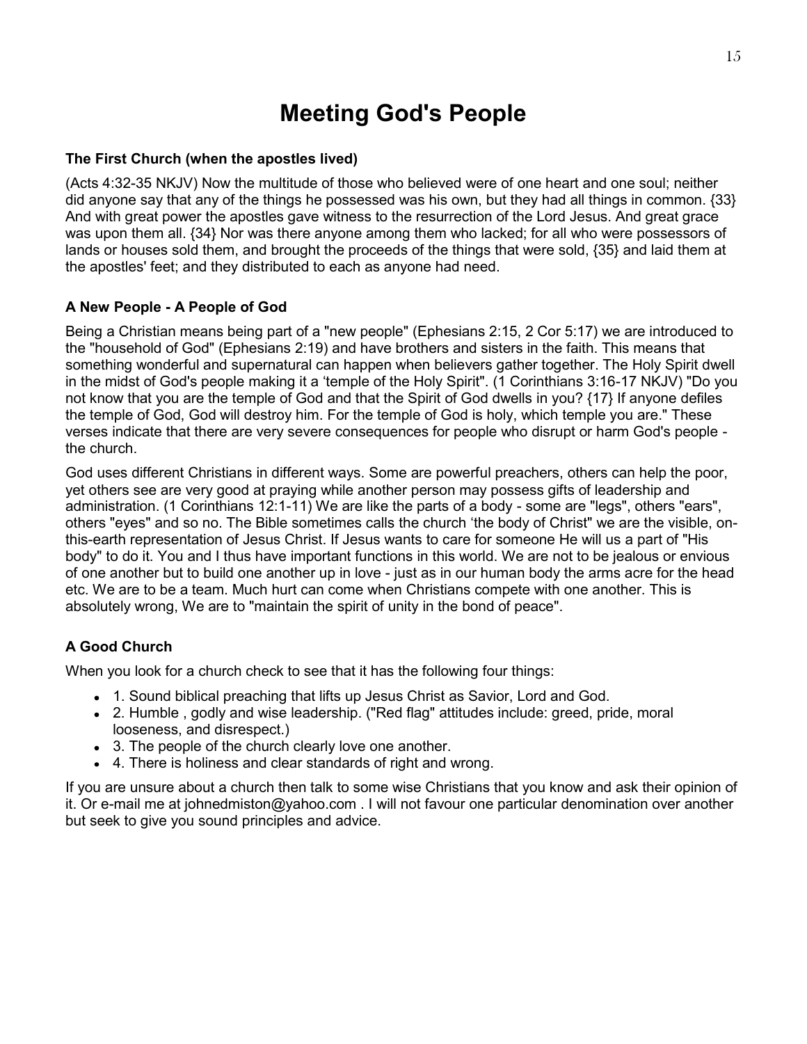# Meeting God's People

### The First Church (when the apostles lived)

(Acts 4:32-35 NKJV) Now the multitude of those who believed were of one heart and one soul; neither did anyone say that any of the things he possessed was his own, but they had all things in common. {33} And with great power the apostles gave witness to the resurrection of the Lord Jesus. And great grace was upon them all. {34} Nor was there anyone among them who lacked; for all who were possessors of lands or houses sold them, and brought the proceeds of the things that were sold, {35} and laid them at the apostles' feet; and they distributed to each as anyone had need.

### A New People - A People of God

Being a Christian means being part of a "new people" (Ephesians 2:15, 2 Cor 5:17) we are introduced to the "household of God" (Ephesians 2:19) and have brothers and sisters in the faith. This means that something wonderful and supernatural can happen when believers gather together. The Holy Spirit dwell in the midst of God's people making it a 'temple of the Holy Spirit". (1 Corinthians 3:16-17 NKJV) "Do you not know that you are the temple of God and that the Spirit of God dwells in you? {17} If anyone defiles the temple of God, God will destroy him. For the temple of God is holy, which temple you are." These verses indicate that there are very severe consequences for people who disrupt or harm God's people - the church.

God uses different Christians in different ways. Some are powerful preachers, others can help the poor, yet others see are very good at praying while another person may possess gifts of leadership and administration. (1 Corinthians 12:1-11) We are like the parts of a body - some are "legs", others "ears", others "eyes" and so no. The Bible sometimes calls the church 'the body of Christ" we are the visible, on-this-earth representation of Jesus Christ. If Jesus wants to care for someone He will us a part of "His body" to do it. You and I thus have important functions in this world. We are not to be jealous or envious of one another but to build one another up in love - just as in our human body the arms acre for the head etc. We are to be a team. Much hurt can come when Christians compete with one another. This is absolutely wrong, We are to "maintain the spirit of unity in the bond of peace".

### A Good Church

When you look for a church check to see that it has the following four things:

- 1. Sound biblical preaching that lifts up Jesus Christ as Savior, Lord and God.
- 2. Humble , godly and wise leadership. ("Red flag" attitudes include: greed, pride, moral looseness, and disrespect.)
- 3. The people of the church clearly love one another.
- 4. There is holiness and clear standards of right and wrong.

If you are unsure about a church then talk to some wise Christians that you know and ask their opinion of it. Or e-mail me at johnedmiston@yahoo.com . I will not favour one particular denomination over another but seek to give you sound principles and advice.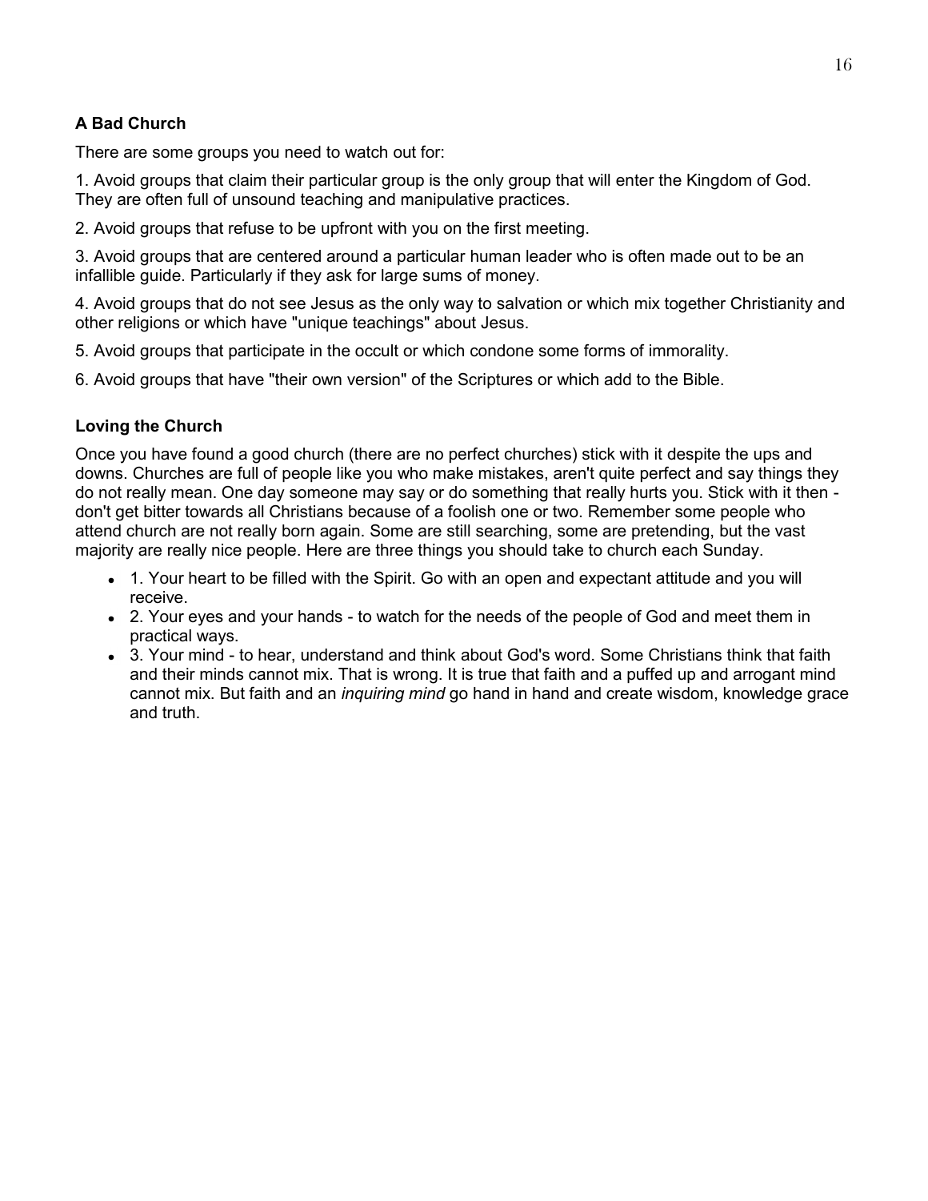### A Bad Church

There are some groups you need to watch out for:

1. Avoid groups that claim their particular group is the only group that will enter the Kingdom of God. They are often full of unsound teaching and manipulative practices.

2. Avoid groups that refuse to be upfront with you on the first meeting.

3. Avoid groups that are centered around a particular human leader who is often made out to be an infallible guide. Particularly if they ask for large sums of money.

4. Avoid groups that do not see Jesus as the only way to salvation or which mix together Christianity and other religions or which have "unique teachings" about Jesus.

5. Avoid groups that participate in the occult or which condone some forms of immorality.

6. Avoid groups that have "their own version" of the Scriptures or which add to the Bible.

### Loving the Church

Once you have found a good church (there are no perfect churches) stick with it despite the ups and downs. Churches are full of people like you who make mistakes, aren't quite perfect and say things they do not really mean. One day someone may say or do something that really hurts you. Stick with it then - don't get bitter towards all Christians because of a foolish one or two. Remember some people who attend church are not really born again. Some are still searching, some are pretending, but the vast majority are really nice people. Here are three things you should take to church each Sunday.

- 1. Your heart to be filled with the Spirit. Go with an open and expectant attitude and you will receive.
- 2. Your eyes and your hands - to watch for the needs of the people of God and meet them in practical ways.
- 3. Your mind - to hear, understand and think about God's word. Some Christians think that faith and their minds cannot mix. That is wrong. It is true that faith and a puffed up and arrogant mind cannot mix. But faith and an *inquiring mind* go hand in hand and create wisdom, knowledge grace and truth.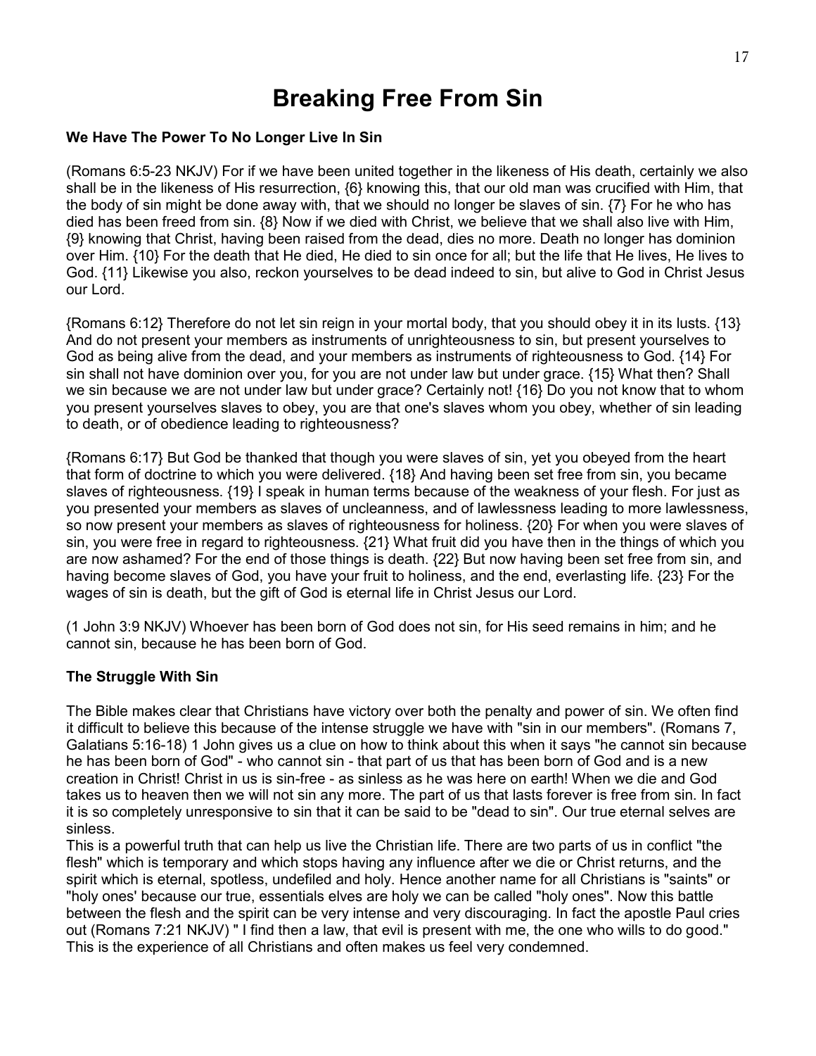# Breaking Free From Sin

### We Have The Power To No Longer Live In Sin

(Romans 6:5-23 NKJV) For if we have been united together in the likeness of His death, certainly we also shall be in the likeness of His resurrection, {6} knowing this, that our old man was crucified with Him, that the body of sin might be done away with, that we should no longer be slaves of sin. {7} For he who has died has been freed from sin. {8} Now if we died with Christ, we believe that we shall also live with Him, {9} knowing that Christ, having been raised from the dead, dies no more. Death no longer has dominion over Him. {10} For the death that He died, He died to sin once for all; but the life that He lives, He lives to God. {11} Likewise you also, reckon yourselves to be dead indeed to sin, but alive to God in Christ Jesus our Lord.

{Romans 6:12} Therefore do not let sin reign in your mortal body, that you should obey it in its lusts. {13} And do not present your members as instruments of unrighteousness to sin, but present yourselves to God as being alive from the dead, and your members as instruments of righteousness to God. {14} For sin shall not have dominion over you, for you are not under law but under grace. {15} What then? Shall we sin because we are not under law but under grace? Certainly not! {16} Do you not know that to whom you present yourselves slaves to obey, you are that one's slaves whom you obey, whether of sin leading to death, or of obedience leading to righteousness?

{Romans 6:17} But God be thanked that though you were slaves of sin, yet you obeyed from the heart that form of doctrine to which you were delivered. {18} And having been set free from sin, you became slaves of righteousness. {19} I speak in human terms because of the weakness of your flesh. For just as you presented your members as slaves of uncleanness, and of lawlessness leading to more lawlessness, so now present your members as slaves of righteousness for holiness. {20} For when you were slaves of sin, you were free in regard to righteousness. {21} What fruit did you have then in the things of which you are now ashamed? For the end of those things is death. {22} But now having been set free from sin, and having become slaves of God, you have your fruit to holiness, and the end, everlasting life. {23} For the wages of sin is death, but the gift of God is eternal life in Christ Jesus our Lord.

(1 John 3:9 NKJV) Whoever has been born of God does not sin, for His seed remains in him; and he cannot sin, because he has been born of God.

### The Struggle With Sin

The Bible makes clear that Christians have victory over both the penalty and power of sin. We often find it difficult to believe this because of the intense struggle we have with "sin in our members". (Romans 7, Galatians 5:16-18) 1 John gives us a clue on how to think about this when it says "he cannot sin because he has been born of God" - who cannot sin - that part of us that has been born of God and is a new creation in Christ! Christ in us is sin-free - as sinless as he was here on earth! When we die and God takes us to heaven then we will not sin any more. The part of us that lasts forever is free from sin. In fact it is so completely unresponsive to sin that it can be said to be "dead to sin". Our true eternal selves are sinless.

This is a powerful truth that can help us live the Christian life. There are two parts of us in conflict "the flesh" which is temporary and which stops having any influence after we die or Christ returns, and the spirit which is eternal, spotless, undefiled and holy. Hence another name for all Christians is "saints" or "holy ones' because our true, essentials elves are holy we can be called "holy ones". Now this battle between the flesh and the spirit can be very intense and very discouraging. In fact the apostle Paul cries out (Romans 7:21 NKJV) " I find then a law, that evil is present with me, the one who wills to do good." This is the experience of all Christians and often makes us feel very condemned.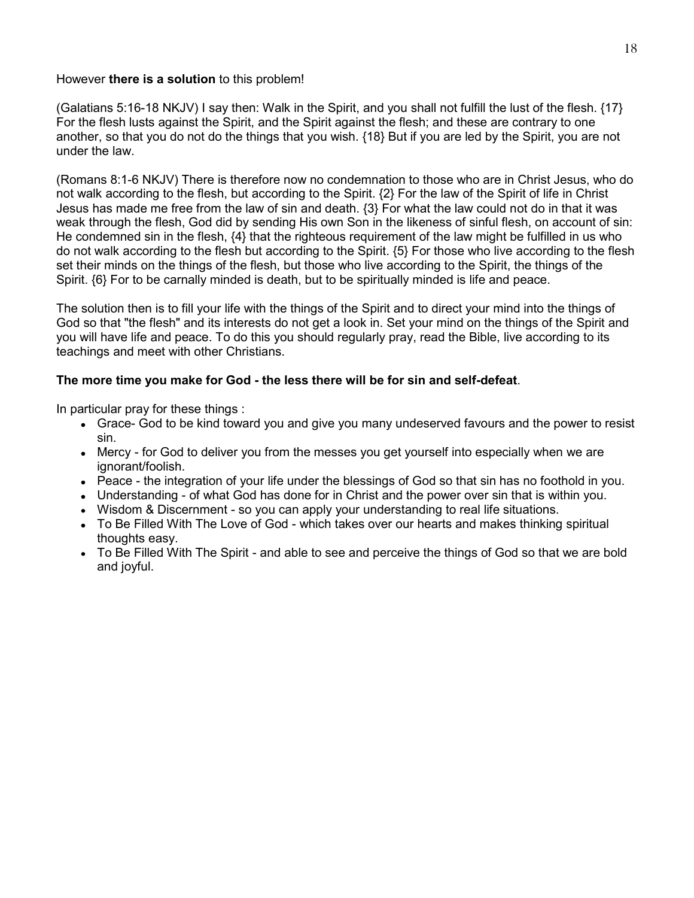However **there is a solution** to this problem!

(Galatians 5:16-18 NKJV) I say then: Walk in the Spirit, and you shall not fulfill the lust of the flesh. {17} For the flesh lusts against the Spirit, and the Spirit against the flesh; and these are contrary to one another, so that you do not do the things that you wish. {18} But if you are led by the Spirit, you are not under the law.

(Romans 8:1-6 NKJV) There is therefore now no condemnation to those who are in Christ Jesus, who do not walk according to the flesh, but according to the Spirit. {2} For the law of the Spirit of life in Christ Jesus has made me free from the law of sin and death. {3} For what the law could not do in that it was weak through the flesh, God did by sending His own Son in the likeness of sinful flesh, on account of sin: He condemned sin in the flesh, {4} that the righteous requirement of the law might be fulfilled in us who do not walk according to the flesh but according to the Spirit. {5} For those who live according to the flesh set their minds on the things of the flesh, but those who live according to the Spirit, the things of the Spirit. {6} For to be carnally minded is death, but to be spiritually minded is life and peace.

The solution then is to fill your life with the things of the Spirit and to direct your mind into the things of God so that "the flesh" and its interests do not get a look in. Set your mind on the things of the Spirit and you will have life and peace. To do this you should regularly pray, read the Bible, live according to its teachings and meet with other Christians.

**The more time you make for God - the less there will be for sin and self-defeat**.

In particular pray for these things :

- Grace- God to be kind toward you and give you many undeserved favours and the power to resist sin.
- Mercy - for God to deliver you from the messes you get yourself into especially when we are ignorant/foolish.
- Peace - the integration of your life under the blessings of God so that sin has no foothold in you.
- Understanding - of what God has done for in Christ and the power over sin that is within you.
- Wisdom & Discernment - so you can apply your understanding to real life situations.
- To Be Filled With The Love of God - which takes over our hearts and makes thinking spiritual thoughts easy.
- To Be Filled With The Spirit - and able to see and perceive the things of God so that we are bold and joyful.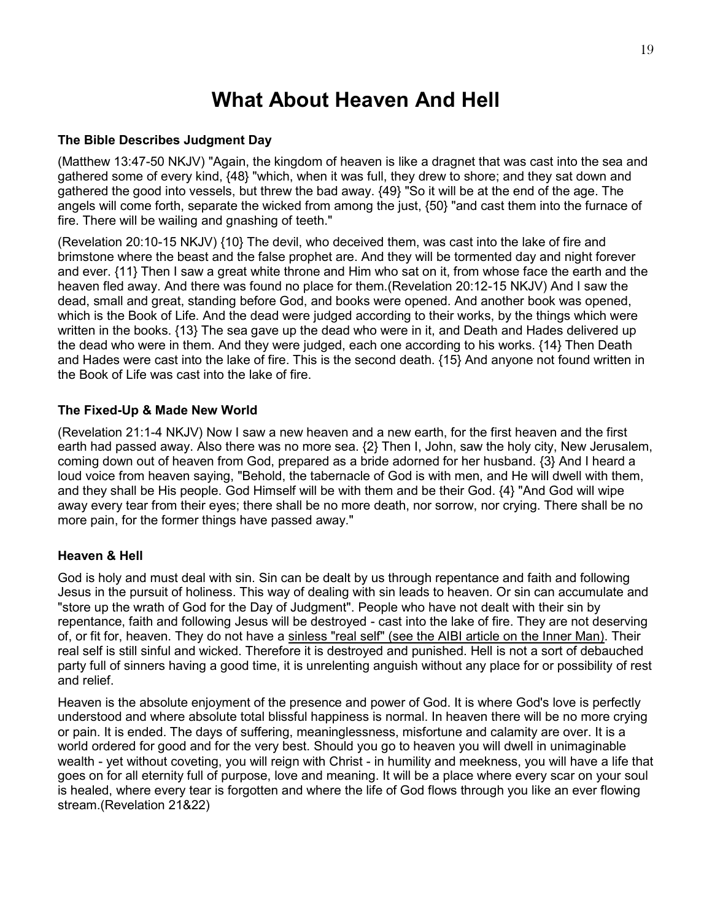# What About Heaven And Hell

### The Bible Describes Judgment Day

(Matthew 13:47-50 NKJV) "Again, the kingdom of heaven is like a dragnet that was cast into the sea and gathered some of every kind, {48} "which, when it was full, they drew to shore; and they sat down and gathered the good into vessels, but threw the bad away. {49} "So it will be at the end of the age. The angels will come forth, separate the wicked from among the just, {50} "and cast them into the furnace of fire. There will be wailing and gnashing of teeth."

(Revelation 20:10-15 NKJV) {10} The devil, who deceived them, was cast into the lake of fire and brimstone where the beast and the false prophet are. And they will be tormented day and night forever and ever. {11} Then I saw a great white throne and Him who sat on it, from whose face the earth and the heaven fled away. And there was found no place for them.(Revelation 20:12-15 NKJV) And I saw the dead, small and great, standing before God, and books were opened. And another book was opened, which is the Book of Life. And the dead were judged according to their works, by the things which were written in the books. {13} The sea gave up the dead who were in it, and Death and Hades delivered up the dead who were in them. And they were judged, each one according to his works. {14} Then Death and Hades were cast into the lake of fire. This is the second death. {15} And anyone not found written in the Book of Life was cast into the lake of fire.

### The Fixed-Up & Made New World

(Revelation 21:1-4 NKJV) Now I saw a new heaven and a new earth, for the first heaven and the first earth had passed away. Also there was no more sea. {2} Then I, John, saw the holy city, New Jerusalem, coming down out of heaven from God, prepared as a bride adorned for her husband. {3} And I heard a loud voice from heaven saying, "Behold, the tabernacle of God is with men, and He will dwell with them, and they shall be His people. God Himself will be with them and be their God. {4} "And God will wipe away every tear from their eyes; there shall be no more death, nor sorrow, nor crying. There shall be no more pain, for the former things have passed away."

### Heaven & Hell

God is holy and must deal with sin. Sin can be dealt by us through repentance and faith and following Jesus in the pursuit of holiness. This way of dealing with sin leads to heaven. Or sin can accumulate and "store up the wrath of God for the Day of Judgment". People who have not dealt with their sin by repentance, faith and following Jesus will be destroyed - cast into the lake of fire. They are not deserving of, or fit for, heaven. They do not have a <u>sinless "real self" (see the AIBI article on the Inner Man)</u>. Their real self is still sinful and wicked. Therefore it is destroyed and punished. Hell is not a sort of debauched party full of sinners having a good time, it is unrelenting anguish without any place for or possibility of rest and relief.

Heaven is the absolute enjoyment of the presence and power of God. It is where God's love is perfectly understood and where absolute total blissful happiness is normal. In heaven there will be no more crying or pain. It is ended. The days of suffering, meaninglessness, misfortune and calamity are over. It is a world ordered for good and for the very best. Should you go to heaven you will dwell in unimaginable wealth - yet without coveting, you will reign with Christ - in humility and meekness, you will have a life that goes on for all eternity full of purpose, love and meaning. It will be a place where every scar on your soul is healed, where every tear is forgotten and where the life of God flows through you like an ever flowing stream.(Revelation 21&22)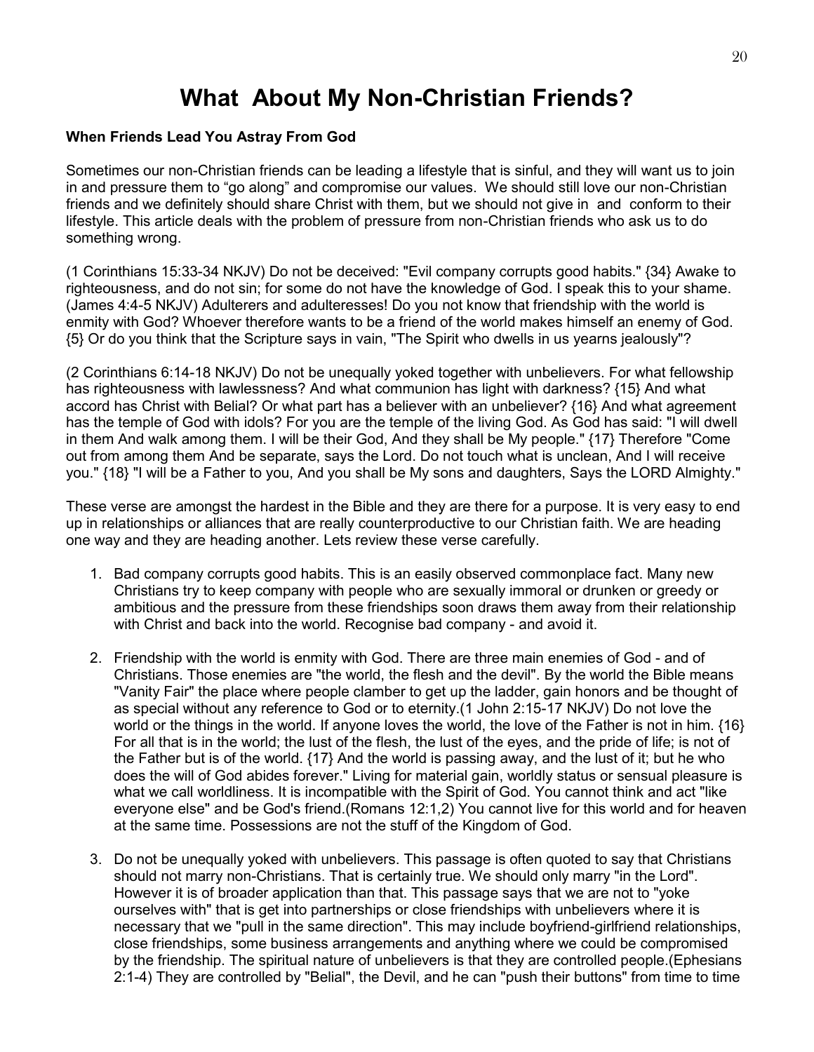# What About My Non-Christian Friends?

**When Friends Lead You Astray From God**

Sometimes our non-Christian friends can be leading a lifestyle that is sinful, and they will want us to join in and pressure them to “go along” and compromise our values. We should still love our non-Christian friends and we definitely should share Christ with them, but we should not give in and conform to their lifestyle. This article deals with the problem of pressure from non-Christian friends who ask us to do something wrong.

(1 Corinthians 15:33-34 NKJV) Do not be deceived: "Evil company corrupts good habits." {34} Awake to righteousness, and do not sin; for some do not have the knowledge of God. I speak this to your shame. (James 4:4-5 NKJV) Adulterers and adulteresses! Do you not know that friendship with the world is enmity with God? Whoever therefore wants to be a friend of the world makes himself an enemy of God. {5} Or do you think that the Scripture says in vain, "The Spirit who dwells in us yearns jealously"?

(2 Corinthians 6:14-18 NKJV) Do not be unequally yoked together with unbelievers. For what fellowship has righteousness with lawlessness? And what communion has light with darkness? {15} And what accord has Christ with Belial? Or what part has a believer with an unbeliever? {16} And what agreement has the temple of God with idols? For you are the temple of the living God. As God has said: "I will dwell in them And walk among them. I will be their God, And they shall be My people." {17} Therefore "Come out from among them And be separate, says the Lord. Do not touch what is unclean, And I will receive you." {18} "I will be a Father to you, And you shall be My sons and daughters, Says the LORD Almighty."

These verse are amongst the hardest in the Bible and they are there for a purpose. It is very easy to end up in relationships or alliances that are really counterproductive to our Christian faith. We are heading one way and they are heading another. Lets review these verse carefully.

1. Bad company corrupts good habits. This is an easily observed commonplace fact. Many new Christians try to keep company with people who are sexually immoral or drunken or greedy or ambitious and the pressure from these friendships soon draws them away from their relationship with Christ and back into the world. Recognise bad company - and avoid it.

2. Friendship with the world is enmity with God. There are three main enemies of God - and of Christians. Those enemies are "the world, the flesh and the devil". By the world the Bible means "Vanity Fair" the place where people clamber to get up the ladder, gain honors and be thought of as special without any reference to God or to eternity.(1 John 2:15-17 NKJV) Do not love the world or the things in the world. If anyone loves the world, the love of the Father is not in him. {16} For all that is in the world; the lust of the flesh, the lust of the eyes, and the pride of life; is not of the Father but is of the world. {17} And the world is passing away, and the lust of it; but he who does the will of God abides forever." Living for material gain, worldly status or sensual pleasure is what we call worldliness. It is incompatible with the Spirit of God. You cannot think and act "like everyone else" and be God's friend.(Romans 12:1,2) You cannot live for this world and for heaven at the same time. Possessions are not the stuff of the Kingdom of God.

3. Do not be unequally yoked with unbelievers. This passage is often quoted to say that Christians should not marry non-Christians. That is certainly true. We should only marry "in the Lord". However it is of broader application than that. This passage says that we are not to "yoke ourselves with" that is get into partnerships or close friendships with unbelievers where it is necessary that we "pull in the same direction". This may include boyfriend-girlfriend relationships, close friendships, some business arrangements and anything where we could be compromised by the friendship. The spiritual nature of unbelievers is that they are controlled people.(Ephesians 2:1-4) They are controlled by "Belial", the Devil, and he can "push their buttons" from time to time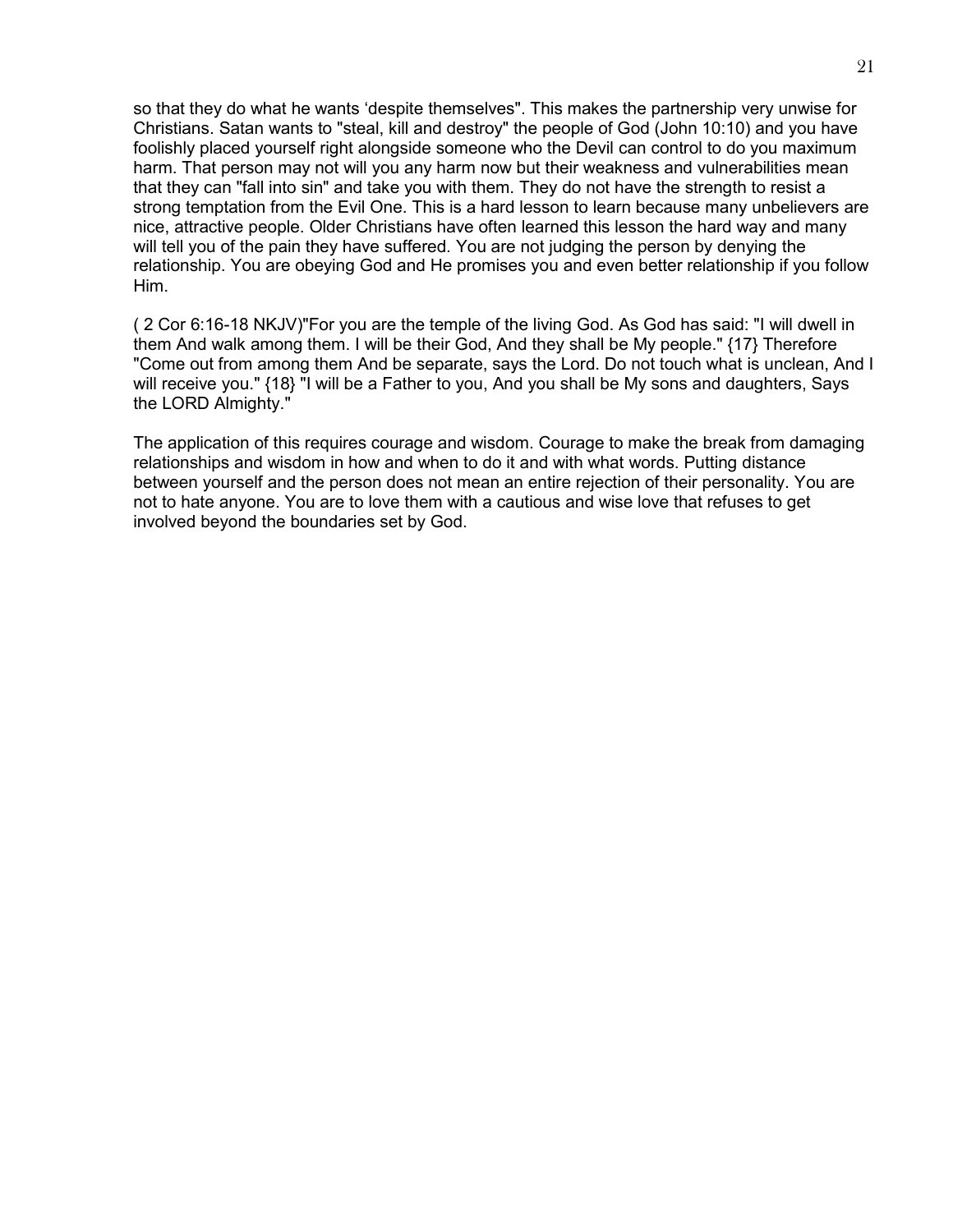so that they do what he wants 'despite themselves". This makes the partnership very unwise for Christians. Satan wants to "steal, kill and destroy" the people of God (John 10:10) and you have foolishly placed yourself right alongside someone who the Devil can control to do you maximum harm. That person may not will you any harm now but their weakness and vulnerabilities mean that they can "fall into sin" and take you with them. They do not have the strength to resist a strong temptation from the Evil One. This is a hard lesson to learn because many unbelievers are nice, attractive people. Older Christians have often learned this lesson the hard way and many will tell you of the pain they have suffered. You are not judging the person by denying the relationship. You are obeying God and He promises you and even better relationship if you follow Him.

( 2 Cor 6:16-18 NKJV)"For you are the temple of the living God. As God has said: "I will dwell in them And walk among them. I will be their God, And they shall be My people." {17} Therefore "Come out from among them And be separate, says the Lord. Do not touch what is unclean, And I will receive you." {18} "I will be a Father to you, And you shall be My sons and daughters, Says the LORD Almighty."

The application of this requires courage and wisdom. Courage to make the break from damaging relationships and wisdom in how and when to do it and with what words. Putting distance between yourself and the person does not mean an entire rejection of their personality. You are not to hate anyone. You are to love them with a cautious and wise love that refuses to get involved beyond the boundaries set by God.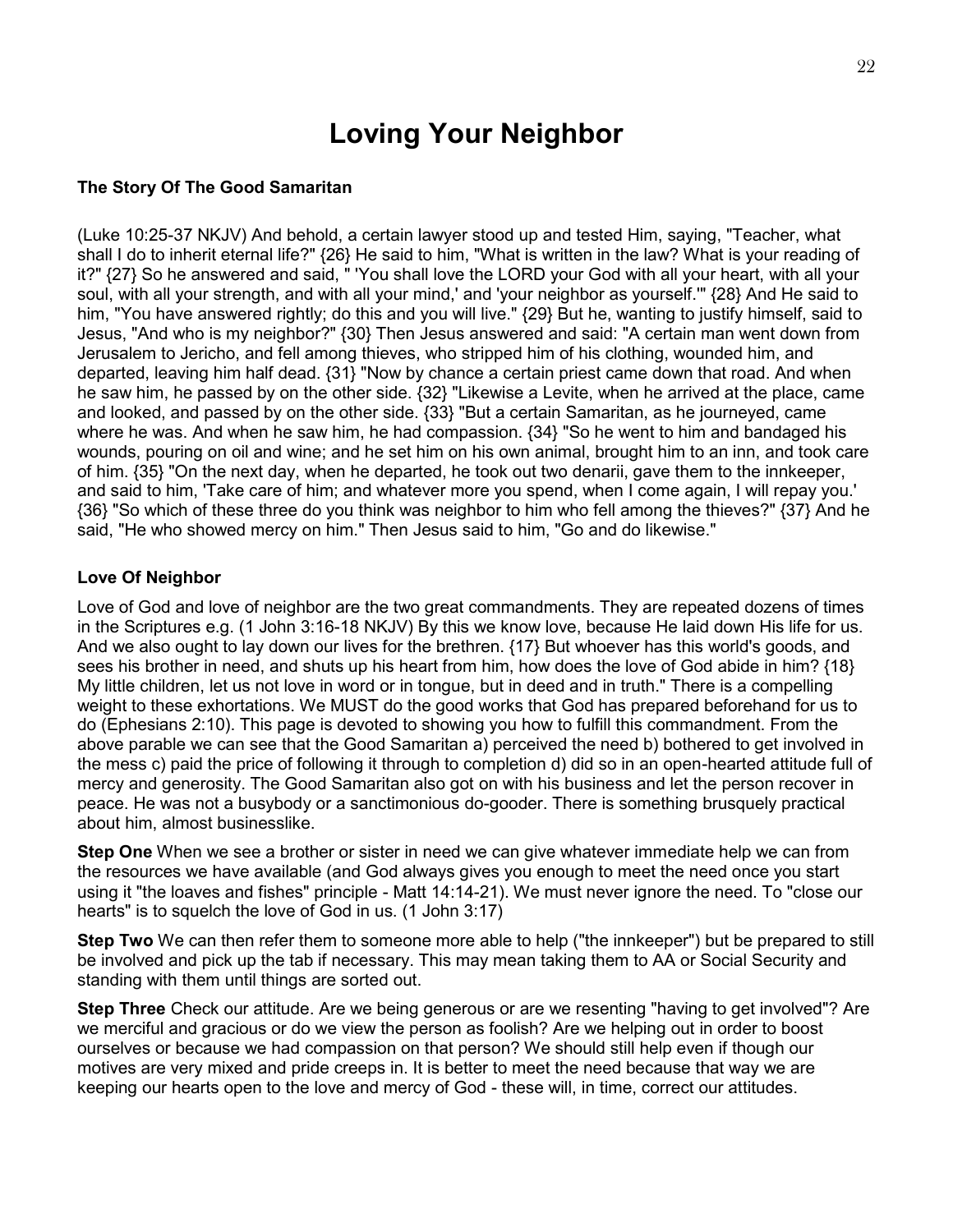# Loving Your Neighbor

**The Story Of The Good Samaritan**

(Luke 10:25-37 NKJV) And behold, a certain lawyer stood up and tested Him, saying, "Teacher, what shall I do to inherit eternal life?" {26} He said to him, "What is written in the law? What is your reading of it?" {27} So he answered and said, " 'You shall love the LORD your God with all your heart, with all your soul, with all your strength, and with all your mind,' and 'your neighbor as yourself.'" {28} And He said to him, "You have answered rightly; do this and you will live." {29} But he, wanting to justify himself, said to Jesus, "And who is my neighbor?" {30} Then Jesus answered and said: "A certain man went down from Jerusalem to Jericho, and fell among thieves, who stripped him of his clothing, wounded him, and departed, leaving him half dead. {31} "Now by chance a certain priest came down that road. And when he saw him, he passed by on the other side. {32} "Likewise a Levite, when he arrived at the place, came and looked, and passed by on the other side. {33} "But a certain Samaritan, as he journeyed, came where he was. And when he saw him, he had compassion. {34} "So he went to him and bandaged his wounds, pouring on oil and wine; and he set him on his own animal, brought him to an inn, and took care of him. {35} "On the next day, when he departed, he took out two denarii, gave them to the innkeeper, and said to him, 'Take care of him; and whatever more you spend, when I come again, I will repay you.' {36} "So which of these three do you think was neighbor to him who fell among the thieves?" {37} And he said, "He who showed mercy on him." Then Jesus said to him, "Go and do likewise."

**Love Of Neighbor**

Love of God and love of neighbor are the two great commandments. They are repeated dozens of times in the Scriptures e.g. (1 John 3:16-18 NKJV) By this we know love, because He laid down His life for us. And we also ought to lay down our lives for the brethren. {17} But whoever has this world's goods, and sees his brother in need, and shuts up his heart from him, how does the love of God abide in him? {18} My little children, let us not love in word or in tongue, but in deed and in truth." There is a compelling weight to these exhortations. We MUST do the good works that God has prepared beforehand for us to do (Ephesians 2:10). This page is devoted to showing you how to fulfill this commandment. From the above parable we can see that the Good Samaritan a) perceived the need b) bothered to get involved in the mess c) paid the price of following it through to completion d) did so in an open-hearted attitude full of mercy and generosity. The Good Samaritan also got on with his business and let the person recover in peace. He was not a busybody or a sanctimonious do-gooder. There is something brusquely practical about him, almost businesslike.

**Step One** When we see a brother or sister in need we can give whatever immediate help we can from the resources we have available (and God always gives you enough to meet the need once you start using it "the loaves and fishes" principle - Matt 14:14-21). We must never ignore the need. To "close our hearts" is to squelch the love of God in us. (1 John 3:17)

**Step Two** We can then refer them to someone more able to help ("the innkeeper") but be prepared to still be involved and pick up the tab if necessary. This may mean taking them to AA or Social Security and standing with them until things are sorted out.

**Step Three** Check our attitude. Are we being generous or are we resenting "having to get involved"? Are we merciful and gracious or do we view the person as foolish? Are we helping out in order to boost ourselves or because we had compassion on that person? We should still help even if though our motives are very mixed and pride creeps in. It is better to meet the need because that way we are keeping our hearts open to the love and mercy of God - these will, in time, correct our attitudes.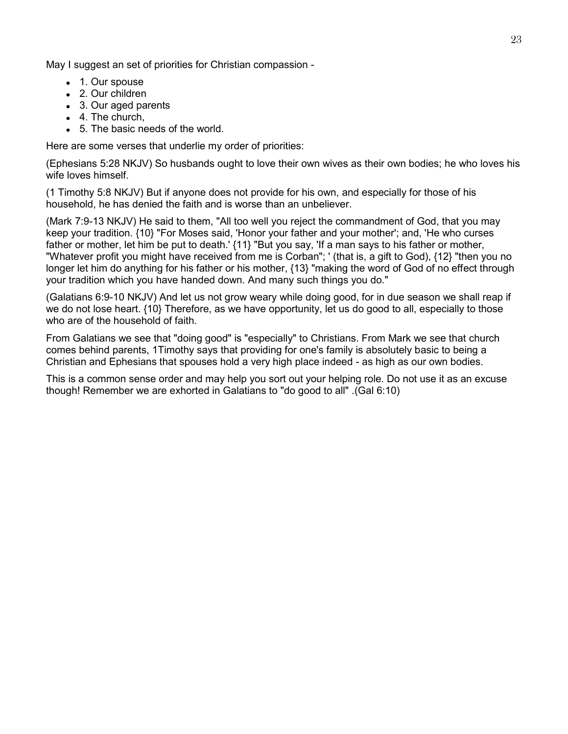May I suggest an set of priorities for Christian compassion -

- 1. Our spouse
- 2. Our children
- 3. Our aged parents
- 4. The church,
- 5. The basic needs of the world.

Here are some verses that underlie my order of priorities:

(Ephesians 5:28 NKJV) So husbands ought to love their own wives as their own bodies; he who loves his wife loves himself.

(1 Timothy 5:8 NKJV) But if anyone does not provide for his own, and especially for those of his household, he has denied the faith and is worse than an unbeliever.

(Mark 7:9-13 NKJV) He said to them, "All too well you reject the commandment of God, that you may keep your tradition. {10} "For Moses said, 'Honor your father and your mother'; and, 'He who curses father or mother, let him be put to death.' {11} "But you say, 'If a man says to his father or mother, "Whatever profit you might have received from me is Corban"; ' (that is, a gift to God), {12} "then you no longer let him do anything for his father or his mother, {13} "making the word of God of no effect through your tradition which you have handed down. And many such things you do."

(Galatians 6:9-10 NKJV) And let us not grow weary while doing good, for in due season we shall reap if we do not lose heart. {10} Therefore, as we have opportunity, let us do good to all, especially to those who are of the household of faith.

From Galatians we see that "doing good" is "especially" to Christians. From Mark we see that church comes behind parents, 1Timothy says that providing for one's family is absolutely basic to being a Christian and Ephesians that spouses hold a very high place indeed - as high as our own bodies.

This is a common sense order and may help you sort out your helping role. Do not use it as an excuse though! Remember we are exhorted in Galatians to "do good to all" .(Gal 6:10)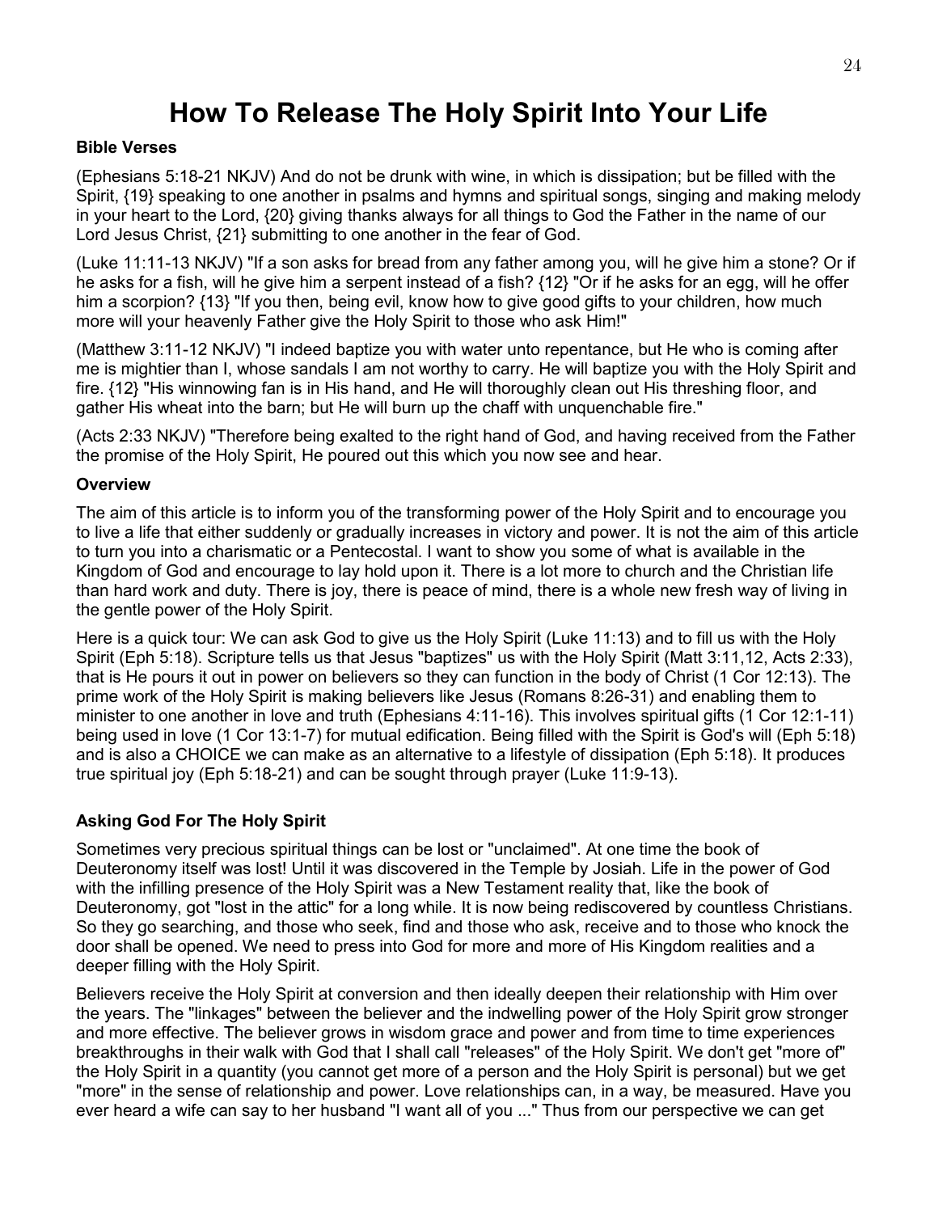# How To Release The Holy Spirit Into Your Life

**Bible Verses**

(Ephesians 5:18-21 NKJV) And do not be drunk with wine, in which is dissipation; but be filled with the Spirit, {19} speaking to one another in psalms and hymns and spiritual songs, singing and making melody in your heart to the Lord, {20} giving thanks always for all things to God the Father in the name of our Lord Jesus Christ, {21} submitting to one another in the fear of God.

(Luke 11:11-13 NKJV) "If a son asks for bread from any father among you, will he give him a stone? Or if he asks for a fish, will he give him a serpent instead of a fish? {12} "Or if he asks for an egg, will he offer him a scorpion? {13} "If you then, being evil, know how to give good gifts to your children, how much more will your heavenly Father give the Holy Spirit to those who ask Him!"

(Matthew 3:11-12 NKJV) "I indeed baptize you with water unto repentance, but He who is coming after me is mightier than I, whose sandals I am not worthy to carry. He will baptize you with the Holy Spirit and fire. {12} "His winnowing fan is in His hand, and He will thoroughly clean out His threshing floor, and gather His wheat into the barn; but He will burn up the chaff with unquenchable fire."

(Acts 2:33 NKJV) "Therefore being exalted to the right hand of God, and having received from the Father the promise of the Holy Spirit, He poured out this which you now see and hear.

**Overview**

The aim of this article is to inform you of the transforming power of the Holy Spirit and to encourage you to live a life that either suddenly or gradually increases in victory and power. It is not the aim of this article to turn you into a charismatic or a Pentecostal. I want to show you some of what is available in the Kingdom of God and encourage to lay hold upon it. There is a lot more to church and the Christian life than hard work and duty. There is joy, there is peace of mind, there is a whole new fresh way of living in the gentle power of the Holy Spirit.

Here is a quick tour: We can ask God to give us the Holy Spirit (Luke 11:13) and to fill us with the Holy Spirit (Eph 5:18). Scripture tells us that Jesus "baptizes" us with the Holy Spirit (Matt 3:11,12, Acts 2:33), that is He pours it out in power on believers so they can function in the body of Christ (1 Cor 12:13). The prime work of the Holy Spirit is making believers like Jesus (Romans 8:26-31) and enabling them to minister to one another in love and truth (Ephesians 4:11-16). This involves spiritual gifts (1 Cor 12:1-11) being used in love (1 Cor 13:1-7) for mutual edification. Being filled with the Spirit is God's will (Eph 5:18) and is also a CHOICE we can make as an alternative to a lifestyle of dissipation (Eph 5:18). It produces true spiritual joy (Eph 5:18-21) and can be sought through prayer (Luke 11:9-13).

**Asking God For The Holy Spirit**

Sometimes very precious spiritual things can be lost or "unclaimed". At one time the book of Deuteronomy itself was lost! Until it was discovered in the Temple by Josiah. Life in the power of God with the infilling presence of the Holy Spirit was a New Testament reality that, like the book of Deuteronomy, got "lost in the attic" for a long while. It is now being rediscovered by countless Christians. So they go searching, and those who seek, find and those who ask, receive and to those who knock the door shall be opened. We need to press into God for more and more of His Kingdom realities and a deeper filling with the Holy Spirit.

Believers receive the Holy Spirit at conversion and then ideally deepen their relationship with Him over the years. The "linkages" between the believer and the indwelling power of the Holy Spirit grow stronger and more effective. The believer grows in wisdom grace and power and from time to time experiences breakthroughs in their walk with God that I shall call "releases" of the Holy Spirit. We don't get "more of" the Holy Spirit in a quantity (you cannot get more of a person and the Holy Spirit is personal) but we get "more" in the sense of relationship and power. Love relationships can, in a way, be measured. Have you ever heard a wife can say to her husband "I want all of you ..." Thus from our perspective we can get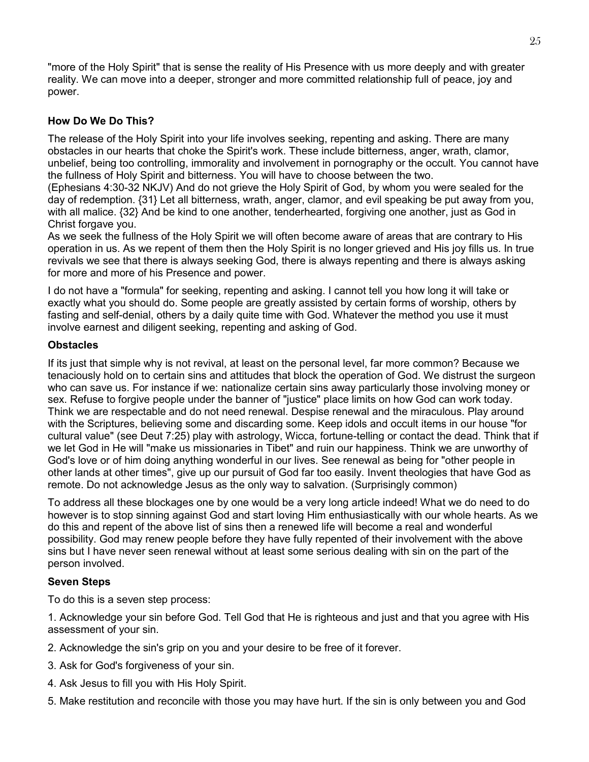"more of the Holy Spirit" that is sense the reality of His Presence with us more deeply and with greater reality. We can move into a deeper, stronger and more committed relationship full of peace, joy and power.

### How Do We Do This?

The release of the Holy Spirit into your life involves seeking, repenting and asking. There are many obstacles in our hearts that choke the Spirit's work. These include bitterness, anger, wrath, clamor, unbelief, being too controlling, immorality and involvement in pornography or the occult. You cannot have the fullness of Holy Spirit and bitterness. You will have to choose between the two.
(Ephesians 4:30-32 NKJV) And do not grieve the Holy Spirit of God, by whom you were sealed for the day of redemption. {31} Let all bitterness, wrath, anger, clamor, and evil speaking be put away from you, with all malice. {32} And be kind to one another, tenderhearted, forgiving one another, just as God in Christ forgave you.
As we seek the fullness of the Holy Spirit we will often become aware of areas that are contrary to His operation in us. As we repent of them then the Holy Spirit is no longer grieved and His joy fills us. In true revivals we see that there is always seeking God, there is always repenting and there is always asking for more and more of his Presence and power.

I do not have a "formula" for seeking, repenting and asking. I cannot tell you how long it will take or exactly what you should do. Some people are greatly assisted by certain forms of worship, others by fasting and self-denial, others by a daily quite time with God. Whatever the method you use it must involve earnest and diligent seeking, repenting and asking of God.

### Obstacles

If its just that simple why is not revival, at least on the personal level, far more common? Because we tenaciously hold on to certain sins and attitudes that block the operation of God. We distrust the surgeon who can save us. For instance if we: nationalize certain sins away particularly those involving money or sex. Refuse to forgive people under the banner of "justice" place limits on how God can work today. Think we are respectable and do not need renewal. Despise renewal and the miraculous. Play around with the Scriptures, believing some and discarding some. Keep idols and occult items in our house "for cultural value" (see Deut 7:25) play with astrology, Wicca, fortune-telling or contact the dead. Think that if we let God in He will "make us missionaries in Tibet" and ruin our happiness. Think we are unworthy of God's love or of him doing anything wonderful in our lives. See renewal as being for "other people in other lands at other times", give up our pursuit of God far too easily. Invent theologies that have God as remote. Do not acknowledge Jesus as the only way to salvation. (Surprisingly common)

To address all these blockages one by one would be a very long article indeed! What we do need to do however is to stop sinning against God and start loving Him enthusiastically with our whole hearts. As we do this and repent of the above list of sins then a renewed life will become a real and wonderful possibility. God may renew people before they have fully repented of their involvement with the above sins but I have never seen renewal without at least some serious dealing with sin on the part of the person involved.

### Seven Steps

To do this is a seven step process:

1. Acknowledge your sin before God. Tell God that He is righteous and just and that you agree with His assessment of your sin.
2. Acknowledge the sin's grip on you and your desire to be free of it forever.
3. Ask for God's forgiveness of your sin.
4. Ask Jesus to fill you with His Holy Spirit.
5. Make restitution and reconcile with those you may have hurt. If the sin is only between you and God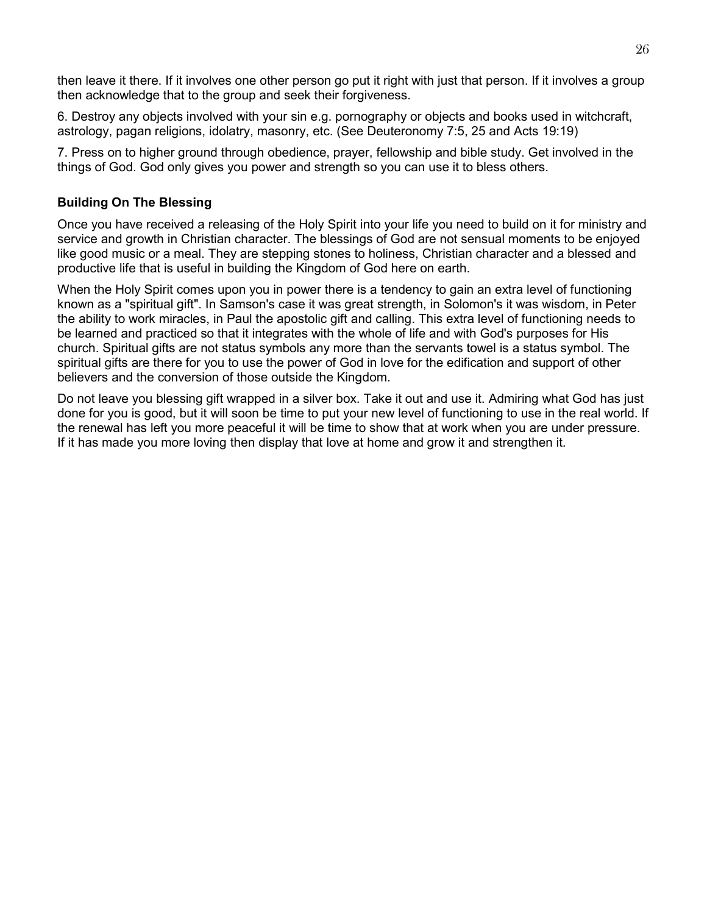then leave it there. If it involves one other person go put it right with just that person. If it involves a group then acknowledge that to the group and seek their forgiveness.

6. Destroy any objects involved with your sin e.g. pornography or objects and books used in witchcraft, astrology, pagan religions, idolatry, masonry, etc. (See Deuteronomy 7:5, 25 and Acts 19:19)

7. Press on to higher ground through obedience, prayer, fellowship and bible study. Get involved in the things of God. God only gives you power and strength so you can use it to bless others.

**Building On The Blessing**

Once you have received a releasing of the Holy Spirit into your life you need to build on it for ministry and service and growth in Christian character. The blessings of God are not sensual moments to be enjoyed like good music or a meal. They are stepping stones to holiness, Christian character and a blessed and productive life that is useful in building the Kingdom of God here on earth.

When the Holy Spirit comes upon you in power there is a tendency to gain an extra level of functioning known as a "spiritual gift". In Samson's case it was great strength, in Solomon's it was wisdom, in Peter the ability to work miracles, in Paul the apostolic gift and calling. This extra level of functioning needs to be learned and practiced so that it integrates with the whole of life and with God's purposes for His church. Spiritual gifts are not status symbols any more than the servants towel is a status symbol. The spiritual gifts are there for you to use the power of God in love for the edification and support of other believers and the conversion of those outside the Kingdom.

Do not leave you blessing gift wrapped in a silver box. Take it out and use it. Admiring what God has just done for you is good, but it will soon be time to put your new level of functioning to use in the real world. If the renewal has left you more peaceful it will be time to show that at work when you are under pressure. If it has made you more loving then display that love at home and grow it and strengthen it.